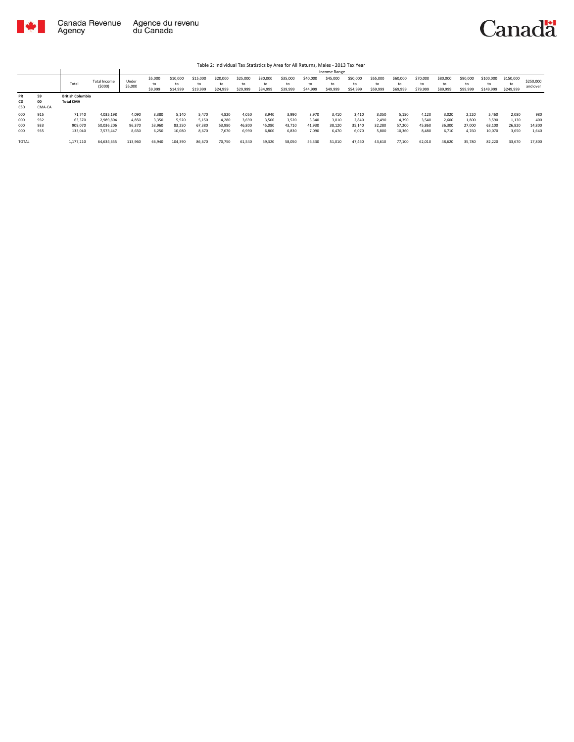Table 2: Individual Tax Statistics by Area for All Returns, Males - 2013 Tax Year

| | | Total | Total Income ($000) | Income Range | | | | | | | | | | | | | | | | | | | |
|---|---|---|---|---|---|---|---|---|---|---|---|---|---|---|---|---|---|---|---|---|---|---|---|
| | | | | Under $5,000 | $5,000 to $9,999 | $10,000 to $14,999 | $15,000 to $19,999 | $20,000 to $24,999 | $25,000 to $29,999 | $30,000 to $34,999 | $35,000 to $39,999 | $40,000 to $44,999 | $45,000 to $49,999 | $50,000 to $54,999 | $55,000 to $59,999 | $60,000 to $69,999 | $70,000 to $79,999 | $80,000 to $89,999 | $90,000 to $99,999 | $100,000 to $149,999 | $150,000 to $249,999 | $250,000 and over |
| PR | 59 | **British Columbia** | | | | | | | | | | | | | | | | | | | | | |
| CD | 00 | **Total CMA** | | | | | | | | | | | | | | | | | | | | | |
| CSD | CMA-CA | | | | | | | | | | | | | | | | | | | | | | |
| 000 | 915 | 71,740 | 4,035,198 | 4,090 | 3,380 | 5,140 | 5,470 | 4,820 | 4,050 | 3,940 | 3,990 | 3,970 | 3,410 | 3,410 | 3,050 | 5,150 | 4,120 | 3,020 | 2,220 | 5,460 | 2,080 | 980 |
| 000 | 932 | 63,370 | 2,989,804 | 4,850 | 3,350 | 5,920 | 5,150 | 4,280 | 3,690 | 3,500 | 3,520 | 3,340 | 3,010 | 2,840 | 2,490 | 4,390 | 3,540 | 2,600 | 1,800 | 3,590 | 1,130 | 400 |
| 000 | 933 | 909,070 | 50,036,206 | 96,370 | 53,960 | 83,250 | 67,380 | 53,980 | 46,800 | 45,080 | 43,710 | 41,930 | 38,120 | 35,140 | 32,280 | 57,200 | 45,860 | 36,300 | 27,000 | 63,100 | 26,820 | 14,800 |
| 000 | 935 | 133,040 | 7,573,447 | 8,650 | 6,250 | 10,080 | 8,670 | 7,670 | 6,990 | 6,800 | 6,830 | 7,090 | 6,470 | 6,070 | 5,800 | 10,360 | 8,480 | 6,710 | 4,760 | 10,070 | 3,650 | 1,640 |
| TOTAL | | 1,177,210 | 64,634,655 | 113,960 | 66,940 | 104,390 | 86,670 | 70,750 | 61,540 | 59,320 | 58,050 | 56,330 | 51,010 | 47,460 | 43,610 | 77,100 | 62,010 | 48,620 | 35,780 | 82,220 | 33,670 | 17,800 |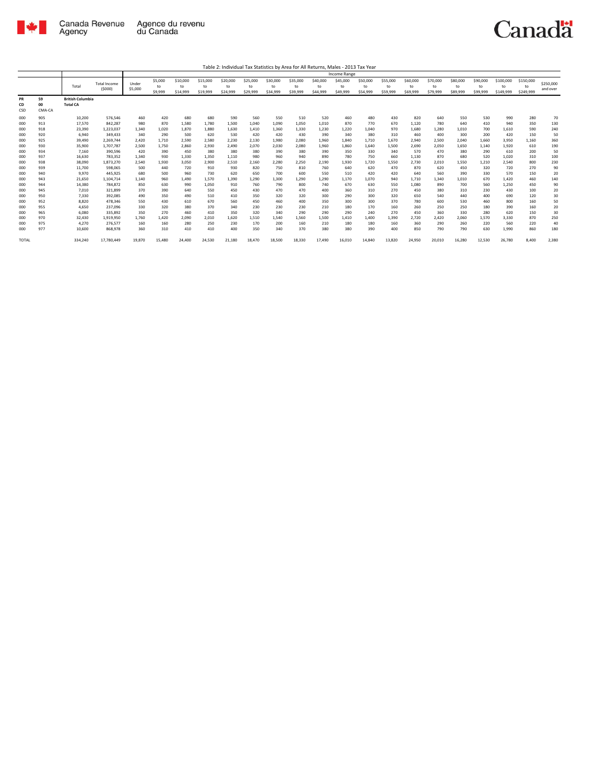Table 2: Individual Tax Statistics by Area for All Returns, Males - 2013 Tax Year

| | | Total | Total Income ($000) | Income Range | | | | | | | | | | | | | | | | | | | |
|---|---|---|---|---|---|---|---|---|---|---|---|---|---|---|---|---|---|---|---|---|---|---|---|
| | | | | Under $5,000 | $5,000 to $9,999 | $10,000 to $14,999 | $15,000 to $19,999 | $20,000 to $24,999 | $25,000 to $29,999 | $30,000 to $34,999 | $35,000 to $39,999 | $40,000 to $44,999 | $45,000 to $49,999 | $50,000 to $54,999 | $55,000 to $59,999 | $60,000 to $69,999 | $70,000 to $79,999 | $80,000 to $89,999 | $90,000 to $99,999 | $100,000 to $149,999 | $150,000 to $249,999 | $250,000 and over |
| PR CD CSD | 59 00 CMA-CA | British Columbia Total CA | | | | | | | | | | | | | | | | | | | | |
| 000 | 905 | 10,200 | 576,546 | 460 | 420 | 680 | 680 | 590 | 560 | 550 | 510 | 520 | 460 | 480 | 430 | 820 | 640 | 550 | 530 | 990 | 280 | 70 |
| 000 | 913 | 17,570 | 842,287 | 980 | 870 | 1,580 | 1,780 | 1,500 | 1,040 | 1,090 | 1,050 | 1,010 | 870 | 770 | 670 | 1,120 | 780 | 640 | 410 | 940 | 350 | 130 |
| 000 | 918 | 23,390 | 1,223,037 | 1,340 | 1,020 | 1,870 | 1,880 | 1,630 | 1,410 | 1,360 | 1,330 | 1,230 | 1,220 | 1,040 | 970 | 1,680 | 1,280 | 1,010 | 700 | 1,610 | 590 | 240 |
| 000 | 920 | 6,940 | 349,433 | 340 | 290 | 500 | 620 | 530 | 420 | 420 | 430 | 390 | 340 | 380 | 310 | 460 | 400 | 300 | 200 | 420 | 150 | 50 |
| 000 | 925 | 39,490 | 2,269,744 | 2,420 | 1,710 | 2,590 | 2,580 | 2,230 | 2,130 | 1,980 | 2,080 | 1,960 | 1,840 | 1,710 | 1,670 | 2,940 | 2,500 | 2,040 | 1,660 | 3,950 | 1,160 | 360 |
| 000 | 930 | 35,900 | 1,707,787 | 2,500 | 1,750 | 2,860 | 2,930 | 2,490 | 2,070 | 2,030 | 2,080 | 1,960 | 1,860 | 1,640 | 1,500 | 2,690 | 2,050 | 1,650 | 1,140 | 1,920 | 610 | 190 |
| 000 | 934 | 7,160 | 390,596 | 420 | 390 | 450 | 380 | 380 | 380 | 390 | 380 | 390 | 350 | 330 | 340 | 570 | 470 | 380 | 290 | 610 | 200 | 50 |
| 000 | 937 | 16,630 | 783,352 | 1,340 | 930 | 1,330 | 1,350 | 1,110 | 980 | 960 | 940 | 890 | 780 | 750 | 660 | 1,130 | 870 | 680 | 520 | 1,020 | 310 | 100 |
| 000 | 938 | 38,090 | 1,873,270 | 2,540 | 1,930 | 3,050 | 2,900 | 2,510 | 2,160 | 2,280 | 2,250 | 2,190 | 1,930 | 1,720 | 1,550 | 2,730 | 2,010 | 1,550 | 1,210 | 2,540 | 800 | 230 |
| 000 | 939 | 11,700 | 598,065 | 500 | 440 | 720 | 910 | 930 | 820 | 750 | 810 | 760 | 640 | 620 | 470 | 870 | 620 | 450 | 320 | 720 | 270 | 90 |
| 000 | 940 | 9,970 | 445,925 | 680 | 500 | 960 | 730 | 620 | 650 | 700 | 600 | 550 | 510 | 420 | 420 | 640 | 560 | 390 | 330 | 570 | 150 | 20 |
| 000 | 943 | 21,650 | 1,104,714 | 1,140 | 960 | 1,490 | 1,570 | 1,390 | 1,290 | 1,300 | 1,290 | 1,290 | 1,170 | 1,070 | 940 | 1,710 | 1,340 | 1,010 | 670 | 1,420 | 460 | 140 |
| 000 | 944 | 14,380 | 784,872 | 850 | 630 | 990 | 1,050 | 910 | 760 | 790 | 800 | 740 | 670 | 630 | 550 | 1,080 | 890 | 700 | 560 | 1,250 | 450 | 90 |
| 000 | 945 | 7,010 | 321,899 | 370 | 390 | 640 | 550 | 450 | 430 | 470 | 470 | 400 | 360 | 310 | 270 | 450 | 380 | 310 | 230 | 430 | 100 | 20 |
| 000 | 950 | 7,330 | 392,085 | 490 | 350 | 490 | 510 | 410 | 350 | 320 | 320 | 300 | 290 | 300 | 320 | 650 | 540 | 440 | 400 | 690 | 120 | 30 |
| 000 | 952 | 8,820 | 478,346 | 550 | 430 | 610 | 670 | 560 | 450 | 460 | 400 | 350 | 300 | 300 | 370 | 780 | 600 | 530 | 460 | 800 | 160 | 50 |
| 000 | 955 | 4,650 | 237,096 | 330 | 320 | 380 | 370 | 340 | 230 | 230 | 230 | 210 | 180 | 170 | 160 | 260 | 250 | 250 | 180 | 390 | 160 | 20 |
| 000 | 965 | 6,080 | 335,892 | 350 | 270 | 460 | 410 | 350 | 320 | 340 | 290 | 290 | 290 | 240 | 270 | 450 | 360 | 330 | 280 | 620 | 150 | 30 |
| 000 | 970 | 32,430 | 1,919,950 | 1,760 | 1,420 | 2,090 | 2,010 | 1,620 | 1,510 | 1,540 | 1,560 | 1,500 | 1,410 | 1,400 | 1,390 | 2,720 | 2,420 | 2,060 | 1,570 | 3,330 | 870 | 250 |
| 000 | 975 | 4,270 | 276,577 | 160 | 160 | 280 | 250 | 230 | 170 | 200 | 160 | 210 | 180 | 180 | 160 | 360 | 290 | 260 | 220 | 560 | 220 | 40 |
| 000 | 977 | 10,600 | 868,978 | 360 | 310 | 410 | 410 | 400 | 350 | 340 | 370 | 380 | 380 | 390 | 400 | 850 | 790 | 790 | 630 | 1,990 | 860 | 180 |
| TOTAL | | 334,240 | 17,780,449 | 19,870 | 15,480 | 24,400 | 24,530 | 21,180 | 18,470 | 18,500 | 18,330 | 17,490 | 16,010 | 14,840 | 13,820 | 24,950 | 20,010 | 16,280 | 12,530 | 26,780 | 8,400 | 2,380 |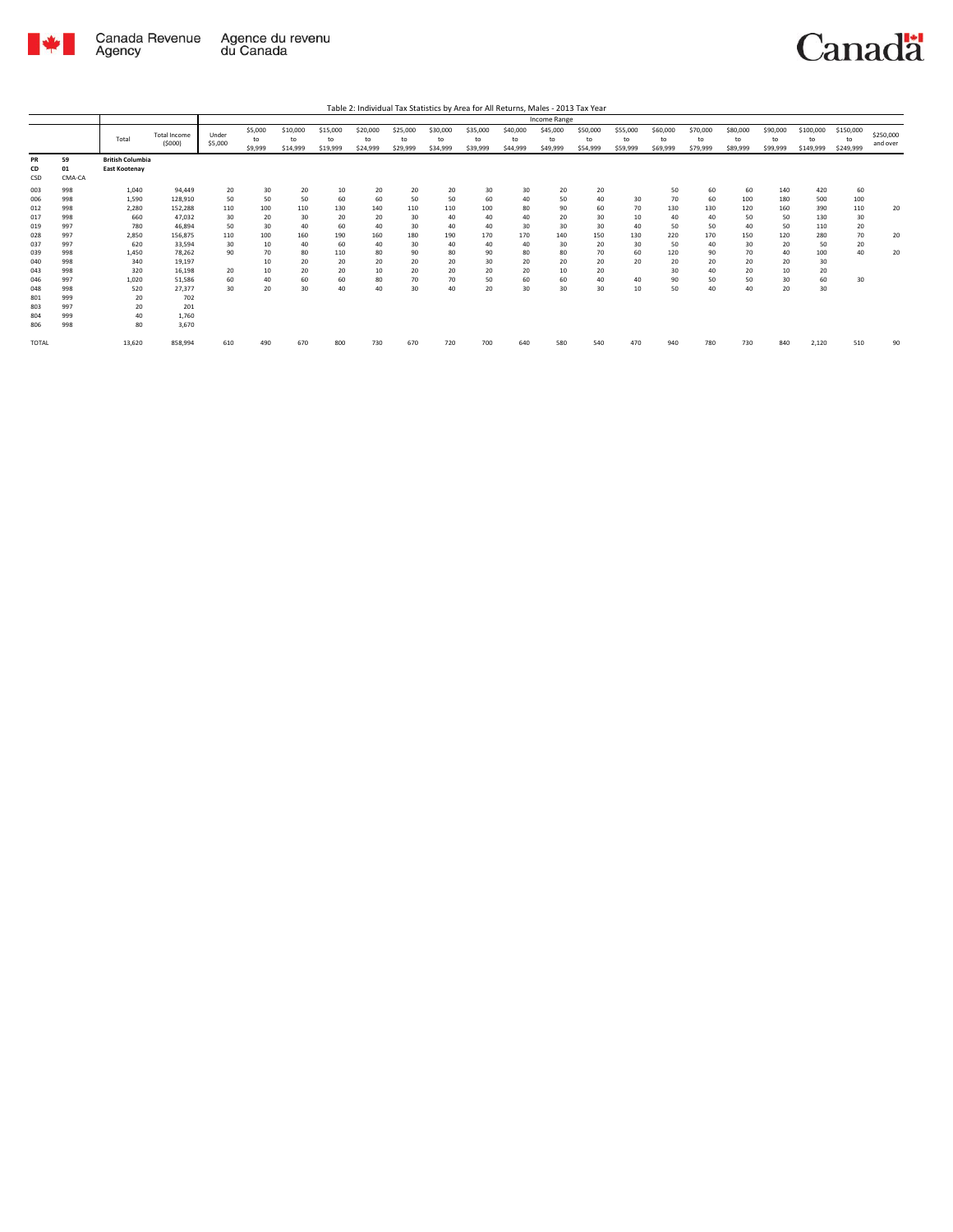Table 2: Individual Tax Statistics by Area for All Returns, Males - 2013 Tax Year

| | | Total | Total Income ($000) | Income Range | | | | | | | | | | | | | | | | | | |
|---|---|---|---|---|---|---|---|---|---|---|---|---|---|---|---|---|---|---|---|---|---|---|
| | | | | Under $5,000 | $5,000 to $9,999 | $10,000 to $14,999 | $15,000 to $19,999 | $20,000 to $24,999 | $25,000 to $29,999 | $30,000 to $34,999 | $35,000 to $39,999 | $40,000 to $44,999 | $45,000 to $49,999 | $50,000 to $54,999 | $55,000 to $59,999 | $60,000 to $69,999 | $70,000 to $79,999 | $80,000 to $89,999 | $90,000 to $99,999 | $100,000 to $149,999 | $150,000 to $249,999 | $250,000 and over |
| PR<br>CD<br>CSD | 59<br>01<br>CMA-CA | British Columbia<br>East Kootenay | | | | | | | | | | | | | | | | | | | | |
| 003 | 998 | 1,040 | 94,449 | 20 | 30 | 20 | 10 | 20 | 20 | 20 | 30 | 30 | 20 | 20 | | 50 | 60 | 60 | 140 | 420 | 60 | |
| 006 | 998 | 1,590 | 128,910 | 50 | 50 | 50 | 60 | 60 | 50 | 50 | 60 | 40 | 50 | 40 | 30 | 70 | 60 | 100 | 180 | 500 | 100 | |
| 012 | 998 | 2,280 | 152,288 | 110 | 100 | 110 | 130 | 140 | 110 | 110 | 100 | 80 | 90 | 60 | 70 | 130 | 130 | 120 | 160 | 390 | 110 | 20 |
| 017 | 998 | 660 | 47,032 | 30 | 20 | 30 | 20 | 20 | 30 | 40 | 40 | 40 | 20 | 30 | 10 | 40 | 40 | 50 | 50 | 130 | 30 | |
| 019 | 997 | 780 | 46,894 | 50 | 30 | 40 | 60 | 40 | 30 | 40 | 40 | 30 | 30 | 30 | 40 | 50 | 50 | 40 | 50 | 110 | 20 | |
| 028 | 997 | 2,850 | 156,875 | 110 | 100 | 160 | 190 | 160 | 180 | 190 | 170 | 170 | 140 | 150 | 130 | 220 | 170 | 150 | 120 | 280 | 70 | 20 |
| 037 | 997 | 620 | 33,594 | 30 | 10 | 40 | 60 | 40 | 30 | 40 | 40 | 40 | 30 | 20 | 30 | 50 | 40 | 30 | 20 | 50 | 20 | |
| 039 | 998 | 1,450 | 78,262 | 90 | 70 | 80 | 110 | 80 | 90 | 80 | 90 | 80 | 80 | 70 | 60 | 120 | 90 | 70 | 40 | 100 | 40 | 20 |
| 040 | 998 | 340 | 19,197 | | 10 | 20 | 20 | 20 | 20 | 20 | 30 | 20 | 20 | 20 | 20 | 20 | 20 | 20 | 20 | 30 | | |
| 043 | 998 | 320 | 16,198 | 20 | 10 | 20 | 20 | 10 | 20 | 20 | 20 | 20 | 10 | 20 | | 30 | 40 | 20 | 10 | 20 | | |
| 046 | 997 | 1,020 | 51,586 | 60 | 40 | 60 | 60 | 80 | 70 | 70 | 50 | 60 | 60 | 40 | 40 | 90 | 50 | 50 | 30 | 60 | 30 | |
| 048 | 998 | 520 | 27,377 | 30 | 20 | 30 | 40 | 40 | 30 | 40 | 20 | 30 | 30 | 30 | 10 | 50 | 40 | 40 | 20 | 30 | | |
| 801 | 999 | 20 | 702 | | | | | | | | | | | | | | | | | | | |
| 803 | 997 | 20 | 201 | | | | | | | | | | | | | | | | | | | |
| 804 | 999 | 40 | 1,760 | | | | | | | | | | | | | | | | | | | |
| 806 | 998 | 80 | 3,670 | | | | | | | | | | | | | | | | | | | |
| TOTAL | | 13,620 | 858,994 | 610 | 490 | 670 | 800 | 730 | 670 | 720 | 700 | 640 | 580 | 540 | 470 | 940 | 780 | 730 | 840 | 2,120 | 510 | 90 |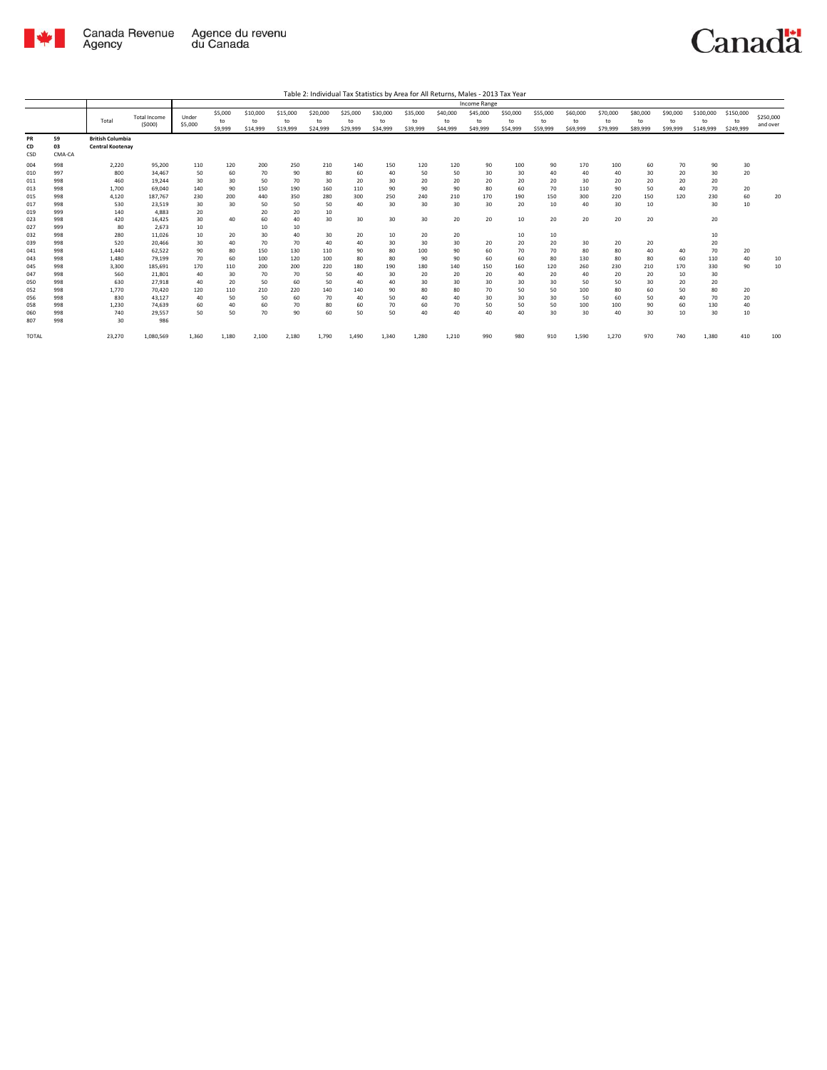Table 2: Individual Tax Statistics by Area for All Returns, Males - 2013 Tax Year

| PR<br>CD<br>CSD | 59<br>03<br>CMA-CA | Total | Total Income ($000) | Under $5,000 | $5,000 to $9,999 | $10,000 to $14,999 | $15,000 to $19,999 | $20,000 to $24,999 | $25,000 to $29,999 | $30,000 to $34,999 | $35,000 to $39,999 | $40,000 to $44,999 | $45,000 to $49,999 | $50,000 to $54,999 | $55,000 to $59,999 | $60,000 to $69,999 | $70,000 to $79,999 | $80,000 to $89,999 | $90,000 to $99,999 | $100,000 to $149,999 | $150,000 to $249,999 | $250,000 and over |
|---|---|---|---|---|---|---|---|---|---|---|---|---|---|---|---|---|---|---|---|---|---|---|
| | | **British Columbia** | | | | | | | | | | | | | | | | | | | | |
| | | **Central Kootenay** | | | | | | | | | | | | | | | | | | | | |
| 004 | 998 | 2,220 | 95,200 | 110 | 120 | 200 | 250 | 210 | 140 | 150 | 120 | 120 | 90 | 100 | 90 | 170 | 100 | 60 | 70 | 90 | 30 | |
| 010 | 997 | 800 | 34,467 | 50 | 60 | 70 | 90 | 80 | 60 | 40 | 50 | 50 | 30 | 30 | 40 | 40 | 40 | 30 | 20 | 30 | 20 | |
| 011 | 998 | 460 | 19,244 | 30 | 30 | 50 | 70 | 30 | 20 | 30 | 20 | 20 | 20 | 20 | 20 | 30 | 20 | 20 | 20 | 20 | | |
| 013 | 998 | 1,700 | 69,040 | 140 | 90 | 150 | 190 | 160 | 110 | 90 | 90 | 90 | 80 | 60 | 70 | 110 | 90 | 50 | 40 | 70 | 20 | |
| 015 | 998 | 4,120 | 187,767 | 230 | 200 | 440 | 350 | 280 | 300 | 250 | 240 | 210 | 170 | 190 | 150 | 300 | 220 | 150 | 120 | 230 | 60 | 20 |
| 017 | 998 | 530 | 23,519 | 30 | 30 | 50 | 50 | 50 | 40 | 30 | 30 | 30 | 30 | 20 | 10 | 40 | 30 | 10 | | 30 | 10 | |
| 019 | 999 | 140 | 4,883 | 20 | | 20 | 20 | 10 | | | | | | | | | | | | | | |
| 023 | 998 | 420 | 16,425 | 30 | 40 | 60 | 40 | 30 | 30 | 30 | 30 | 20 | 20 | 10 | 20 | 20 | 20 | 20 | | 20 | | |
| 027 | 999 | 80 | 2,673 | 10 | | 10 | 10 | | | | | | | | | | | | | | | |
| 032 | 998 | 280 | 11,026 | 10 | 20 | 30 | 40 | 30 | 20 | 10 | 20 | 20 | | 10 | 10 | | | | | 10 | | |
| 039 | 998 | 520 | 20,466 | 30 | 40 | 70 | 70 | 40 | 40 | 30 | 30 | 30 | 20 | 20 | 20 | 30 | 20 | 20 | | 20 | | |
| 041 | 998 | 1,440 | 62,522 | 90 | 80 | 150 | 130 | 110 | 90 | 80 | 100 | 90 | 60 | 70 | 70 | 80 | 80 | 40 | 40 | 70 | 20 | |
| 043 | 998 | 1,480 | 79,199 | 70 | 60 | 100 | 120 | 100 | 80 | 80 | 90 | 90 | 60 | 60 | 80 | 130 | 80 | 80 | 60 | 110 | 40 | 10 |
| 045 | 998 | 3,300 | 185,691 | 170 | 110 | 200 | 200 | 220 | 180 | 190 | 180 | 140 | 150 | 160 | 120 | 260 | 230 | 210 | 170 | 330 | 90 | 10 |
| 047 | 998 | 560 | 21,801 | 40 | 30 | 70 | 70 | 50 | 40 | 30 | 20 | 20 | 20 | 40 | 20 | 40 | 20 | 20 | 10 | 30 | | |
| 050 | 998 | 630 | 27,918 | 40 | 20 | 50 | 60 | 50 | 40 | 40 | 30 | 30 | 30 | 30 | 30 | 50 | 50 | 30 | 20 | 20 | | |
| 052 | 998 | 1,770 | 70,420 | 120 | 110 | 210 | 220 | 140 | 140 | 90 | 80 | 80 | 70 | 50 | 50 | 100 | 80 | 60 | 50 | 80 | 20 | |
| 056 | 998 | 830 | 43,127 | 40 | 50 | 50 | 60 | 70 | 40 | 50 | 40 | 40 | 30 | 30 | 30 | 50 | 60 | 50 | 40 | 70 | 20 | |
| 058 | 998 | 1,230 | 74,639 | 60 | 40 | 60 | 70 | 80 | 60 | 70 | 60 | 70 | 50 | 50 | 50 | 100 | 100 | 90 | 60 | 130 | 40 | |
| 060 | 998 | 740 | 29,557 | 50 | 50 | 70 | 90 | 60 | 50 | 50 | 40 | 40 | 40 | 40 | 30 | 30 | 40 | 30 | 10 | 30 | 10 | |
| 807 | 998 | 30 | 986 | | | | | | | | | | | | | | | | | | | |
| TOTAL | | 23,270 | 1,080,569 | 1,360 | 1,180 | 2,100 | 2,180 | 1,790 | 1,490 | 1,340 | 1,280 | 1,210 | 990 | 980 | 910 | 1,590 | 1,270 | 970 | 740 | 1,380 | 410 | 100 |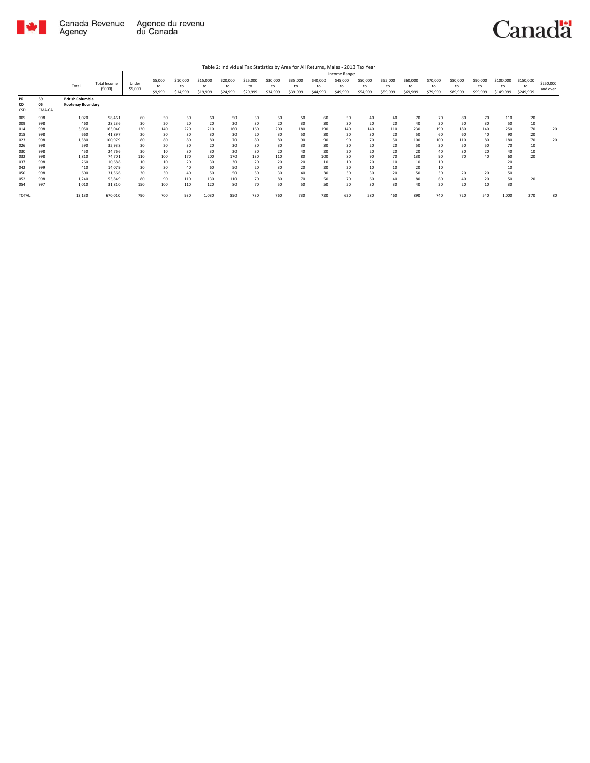Table 2: Individual Tax Statistics by Area for All Returns, Males - 2013 Tax Year

| | | | | Income Range | | | | | | | | | | | | | | | | | | |
|---|---|---|---|---|---|---|---|---|---|---|---|---|---|---|---|---|---|---|---|---|---|---|
| | | Total | Total Income ($000) | Under $5,000 | $5,000 to $9,999 | $10,000 to $14,999 | $15,000 to $19,999 | $20,000 to $24,999 | $25,000 to $29,999 | $30,000 to $34,999 | $35,000 to $39,999 | $40,000 to $44,999 | $45,000 to $49,999 | $50,000 to $54,999 | $55,000 to $59,999 | $60,000 to $69,999 | $70,000 to $79,999 | $80,000 to $89,999 | $90,000 to $99,999 | $100,000 to $149,999 | $150,000 to $249,999 | $250,000 and over |
| PR<br>CD<br>CSD | 59<br>05<br>CMA-CA | **British Columbia**<br>**Kootenay Boundary** | | | | | | | | | | | | | | | | | | | | |
| 005 | 998 | 1,020 | 58,461 | 60 | 50 | 50 | 60 | 50 | 30 | 50 | 50 | 60 | 50 | 40 | 40 | 70 | 70 | 80 | 70 | 110 | 20 | |
| 009 | 998 | 460 | 28,236 | 30 | 20 | 20 | 20 | 20 | 30 | 20 | 30 | 30 | 30 | 20 | 20 | 40 | 30 | 50 | 30 | 50 | 10 | |
| 014 | 998 | 3,050 | 163,040 | 130 | 140 | 220 | 210 | 160 | 160 | 200 | 180 | 190 | 140 | 140 | 110 | 230 | 190 | 180 | 140 | 250 | 70 | 20 |
| 018 | 998 | 660 | 41,897 | 20 | 30 | 30 | 30 | 30 | 20 | 30 | 50 | 30 | 20 | 30 | 20 | 50 | 60 | 60 | 40 | 90 | 20 | |
| 023 | 998 | 1,580 | 100,979 | 80 | 80 | 80 | 80 | 70 | 80 | 80 | 90 | 90 | 90 | 70 | 50 | 100 | 100 | 110 | 80 | 180 | 70 | 20 |
| 026 | 998 | 590 | 35,938 | 30 | 20 | 30 | 20 | 30 | 30 | 30 | 30 | 30 | 30 | 20 | 20 | 50 | 30 | 50 | 50 | 70 | 10 | |
| 030 | 998 | 450 | 24,766 | 30 | 10 | 30 | 30 | 20 | 30 | 20 | 40 | 20 | 20 | 20 | 20 | 20 | 40 | 30 | 20 | 40 | 10 | |
| 032 | 998 | 1,810 | 74,701 | 110 | 100 | 170 | 200 | 170 | 130 | 110 | 80 | 100 | 80 | 90 | 70 | 130 | 90 | 70 | 40 | 60 | 20 | |
| 037 | 998 | 260 | 10,688 | 10 | 10 | 20 | 30 | 30 | 20 | 20 | 20 | 10 | 10 | 20 | 10 | 10 | 10 | | | 20 | | |
| 042 | 999 | 410 | 14,079 | 30 | 30 | 40 | 60 | 50 | 20 | 30 | 20 | 20 | 20 | 10 | 10 | 20 | 10 | | | 10 | | |
| 050 | 998 | 600 | 31,566 | 30 | 30 | 40 | 50 | 50 | 50 | 30 | 40 | 30 | 30 | 30 | 20 | 50 | 30 | 20 | 20 | 50 | | |
| 052 | 998 | 1,240 | 53,849 | 80 | 90 | 110 | 130 | 110 | 70 | 80 | 70 | 50 | 70 | 60 | 40 | 80 | 60 | 40 | 20 | 50 | 20 | |
| 054 | 997 | 1,010 | 31,810 | 150 | 100 | 110 | 120 | 80 | 70 | 50 | 50 | 50 | 50 | 30 | 30 | 40 | 20 | 20 | 10 | 30 | | |
| TOTAL | | 13,130 | 670,010 | 790 | 700 | 930 | 1,030 | 850 | 730 | 760 | 730 | 720 | 620 | 580 | 460 | 890 | 740 | 720 | 540 | 1,000 | 270 | 80 |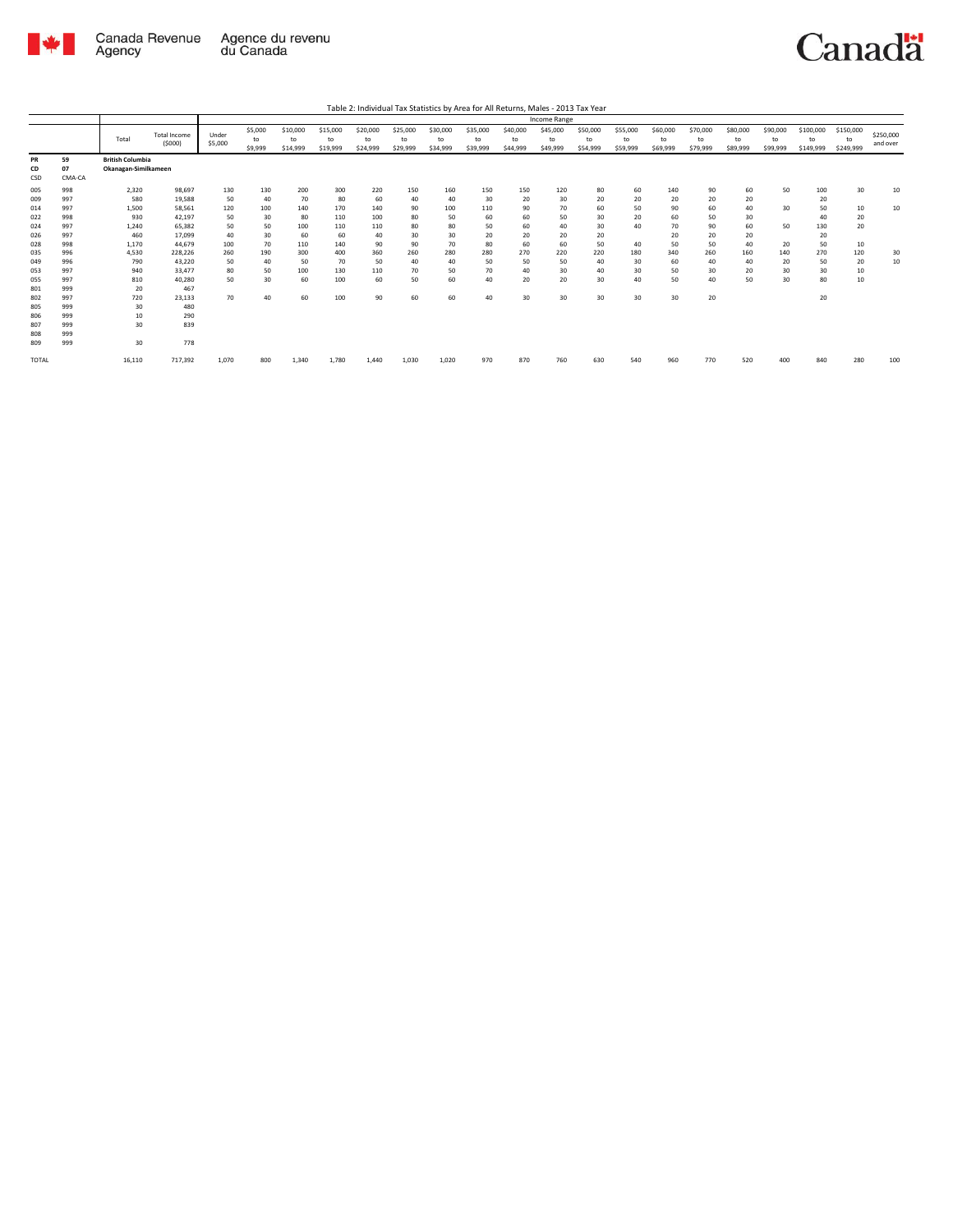Table 2: Individual Tax Statistics by Area for All Returns, Males - 2013 Tax Year

| PR<br>CD<br>CSD | <br><br>CMA-CA | Total | Total Income ($000) | Under $5,000 | $5,000 to $9,999 | $10,000 to $14,999 | $15,000 to $19,999 | $20,000 to $24,999 | $25,000 to $29,999 | $30,000 to $34,999 | $35,000 to $39,999 | $40,000 to $44,999 | $45,000 to $49,999 | $50,000 to $54,999 | $55,000 to $59,999 | $60,000 to $69,999 | $70,000 to $79,999 | $80,000 to $89,999 | $90,000 to $99,999 | $100,000 to $149,999 | $150,000 to $249,999 | $250,000 and over |
|---|---|---|---|---|---|---|---|---|---|---|---|---|---|---|---|---|---|---|---|---|---|---|
| | | | | Income Range | | | | | | | | | | | | | | | | | | |
| 59<br>07 | | British Columbia<br>Okanagan-Similkameen | | | | | | | | | | | | | | | | | | | | |
| 005 | 998 | 2,320 | 98,697 | 130 | 130 | 200 | 300 | 220 | 150 | 160 | 150 | 150 | 120 | 80 | 60 | 140 | 90 | 60 | 50 | 100 | 30 | 10 |
| 009 | 997 | 580 | 19,588 | 50 | 40 | 70 | 80 | 60 | 40 | 40 | 30 | 20 | 30 | 20 | 20 | 20 | 20 | 20 | | 20 | | |
| 014 | 997 | 1,500 | 58,561 | 120 | 100 | 140 | 170 | 140 | 90 | 100 | 110 | 90 | 70 | 60 | 50 | 90 | 60 | 40 | 30 | 50 | 10 | 10 |
| 022 | 998 | 930 | 42,197 | 50 | 30 | 80 | 110 | 100 | 80 | 50 | 60 | 60 | 50 | 30 | 20 | 60 | 50 | 30 | | 40 | 20 | |
| 024 | 997 | 1,240 | 65,382 | 50 | 50 | 100 | 110 | 110 | 80 | 80 | 50 | 60 | 40 | 30 | 40 | 70 | 90 | 60 | 50 | 130 | 20 | |
| 026 | 997 | 460 | 17,099 | 40 | 30 | 60 | 60 | 40 | 30 | 30 | 20 | 20 | 20 | 20 | | 20 | 20 | 20 | | 20 | | |
| 028 | 998 | 1,170 | 44,679 | 100 | 70 | 110 | 140 | 90 | 90 | 70 | 80 | 60 | 60 | 50 | 40 | 50 | 50 | 40 | 20 | 50 | 10 | |
| 035 | 996 | 4,530 | 228,226 | 260 | 190 | 300 | 400 | 360 | 260 | 280 | 280 | 270 | 220 | 220 | 180 | 340 | 260 | 160 | 140 | 270 | 120 | 30 |
| 049 | 996 | 790 | 43,220 | 50 | 40 | 50 | 70 | 50 | 40 | 40 | 50 | 50 | 50 | 40 | 30 | 60 | 40 | 40 | 20 | 50 | 20 | 10 |
| 053 | 997 | 940 | 33,477 | 80 | 50 | 100 | 130 | 110 | 70 | 50 | 70 | 40 | 30 | 40 | 30 | 50 | 30 | 20 | 30 | 30 | 10 | |
| 055 | 997 | 810 | 40,280 | 50 | 30 | 60 | 100 | 60 | 50 | 60 | 40 | 20 | 20 | 30 | 40 | 50 | 40 | 50 | 30 | 80 | 10 | |
| 801 | 999 | 20 | 467 | | | | | | | | | | | | | | | | | | | |
| 802 | 997 | 720 | 23,133 | 70 | 40 | 60 | 100 | 90 | 60 | 60 | 40 | 30 | 30 | 30 | 30 | 30 | 20 | | | 20 | | |
| 805 | 999 | 30 | 480 | | | | | | | | | | | | | | | | | | | |
| 806 | 999 | 10 | 290 | | | | | | | | | | | | | | | | | | | |
| 807 | 999 | 30 | 839 | | | | | | | | | | | | | | | | | | | |
| 808 | 999 | | | | | | | | | | | | | | | | | | | | | |
| 809 | 999 | 30 | 778 | | | | | | | | | | | | | | | | | | | |
| TOTAL | | 16,110 | 717,392 | 1,070 | 800 | 1,340 | 1,780 | 1,440 | 1,030 | 1,020 | 970 | 870 | 760 | 630 | 540 | 960 | 770 | 520 | 400 | 840 | 280 | 100 |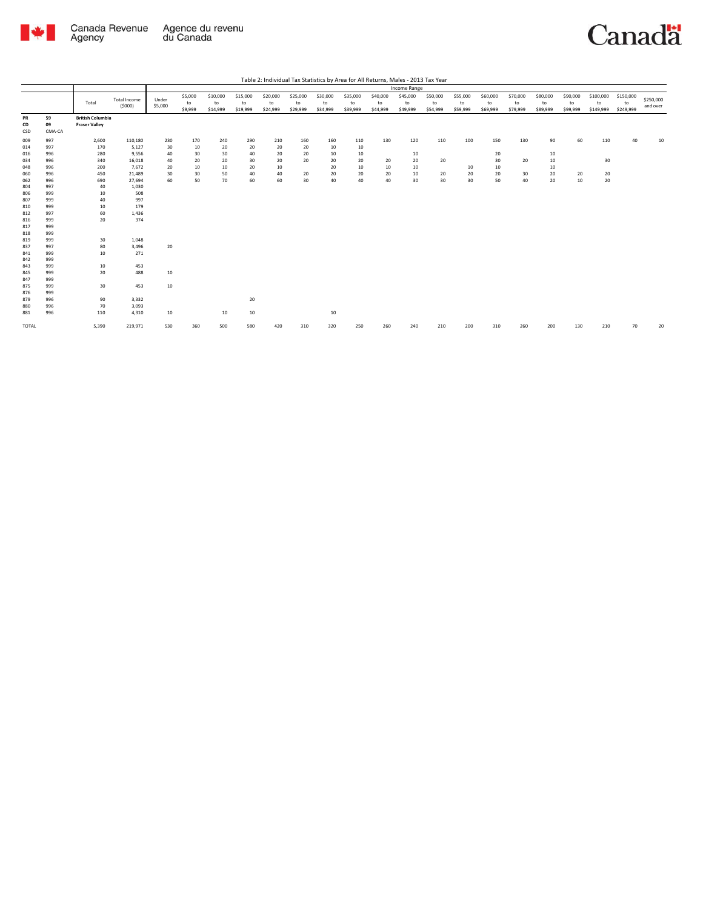Table 2: Individual Tax Statistics by Area for All Returns, Males - 2013 Tax Year

| PR<br>CD<br>CSD | CMA-CA | Total | Total Income (\$000) | Under \$5,000 | \$5,000 to \$9,999 | \$10,000 to \$14,999 | \$15,000 to \$19,999 | \$20,000 to \$24,999 | \$25,000 to \$29,999 | \$30,000 to \$34,999 | \$35,000 to \$39,999 | \$40,000 to \$44,999 | \$45,000 to \$49,999 | \$50,000 to \$54,999 | \$55,000 to \$59,999 | \$60,000 to \$69,999 | \$70,000 to \$79,999 | \$80,000 to \$89,999 | \$90,000 to \$99,999 | \$100,000 to \$149,999 | \$150,000 to \$249,999 | \$250,000 and over |
|---|---|---|---|---|---|---|---|---|---|---|---|---|---|---|---|---|---|---|---|---|---|---|
| | | | | Income Range | | | | | | | | | | | | | | | | | | |
| 59<br>09 | | British Columbia<br>Fraser Valley | | | | | | | | | | | | | | | | | | | | |
| 009 | 997 | 2,600 | 110,180 | 230 | 170 | 240 | 290 | 210 | 160 | 160 | 110 | 130 | 120 | 110 | 100 | 150 | 130 | 90 | 60 | 110 | 40 | 10 |
| 014 | 997 | 170 | 5,127 | 30 | 10 | 20 | 20 | 20 | 20 | 10 | 10 | | | | | | | | | | | |
| 016 | 996 | 280 | 9,556 | 40 | 30 | 30 | 40 | 20 | 20 | 10 | 10 | | 10 | | | 20 | | 10 | | | | |
| 034 | 996 | 340 | 16,018 | 40 | 20 | 20 | 30 | 20 | 20 | 20 | 20 | 20 | 20 | 20 | | 30 | 20 | 10 | | 30 | | |
| 048 | 996 | 200 | 7,672 | 20 | 10 | 10 | 20 | 10 | | 20 | 10 | 10 | 10 | | 10 | 10 | | 10 | | | | |
| 060 | 996 | 450 | 21,489 | 30 | 30 | 50 | 40 | 40 | 20 | 20 | 20 | 20 | 10 | 20 | 20 | 20 | 30 | 20 | 20 | 20 | | |
| 062 | 996 | 690 | 27,694 | 60 | 50 | 70 | 60 | 60 | 30 | 40 | 40 | 40 | 30 | 30 | 30 | 50 | 40 | 20 | 10 | 20 | | |
| 804 | 997 | 40 | 1,030 | | | | | | | | | | | | | | | | | | | |
| 806 | 999 | 10 | 508 | | | | | | | | | | | | | | | | | | | |
| 807 | 999 | 40 | 997 | | | | | | | | | | | | | | | | | | | |
| 810 | 999 | 10 | 179 | | | | | | | | | | | | | | | | | | | |
| 812 | 997 | 60 | 1,436 | | | | | | | | | | | | | | | | | | | |
| 816 | 999 | 20 | 374 | | | | | | | | | | | | | | | | | | | |
| 817 | 999 | | | | | | | | | | | | | | | | | | | | | |
| 818 | 999 | | | | | | | | | | | | | | | | | | | | | |
| 819 | 999 | 30 | 1,048 | | | | | | | | | | | | | | | | | | | |
| 837 | 997 | 80 | 3,496 | 20 | | | | | | | | | | | | | | | | | | |
| 841 | 999 | 10 | 271 | | | | | | | | | | | | | | | | | | | |
| 842 | 999 | | | | | | | | | | | | | | | | | | | | | |
| 843 | 999 | 10 | 453 | | | | | | | | | | | | | | | | | | | |
| 845 | 999 | 20 | 488 | 10 | | | | | | | | | | | | | | | | | | |
| 847 | 999 | | | | | | | | | | | | | | | | | | | | | |
| 875 | 999 | 30 | 453 | 10 | | | | | | | | | | | | | | | | | | |
| 876 | 999 | | | | | | | | | | | | | | | | | | | | | |
| 879 | 996 | 90 | 3,332 | | | | 20 | | | | | | | | | | | | | | | |
| 880 | 996 | 70 | 3,093 | | | | | | | | | | | | | | | | | | | |
| 881 | 996 | 110 | 4,310 | 10 | | 10 | 10 | | | 10 | | | | | | | | | | | | |
| TOTAL | | 5,390 | 219,971 | 530 | 360 | 500 | 580 | 420 | 310 | 320 | 250 | 260 | 240 | 210 | 200 | 310 | 260 | 200 | 130 | 210 | 70 | 20 |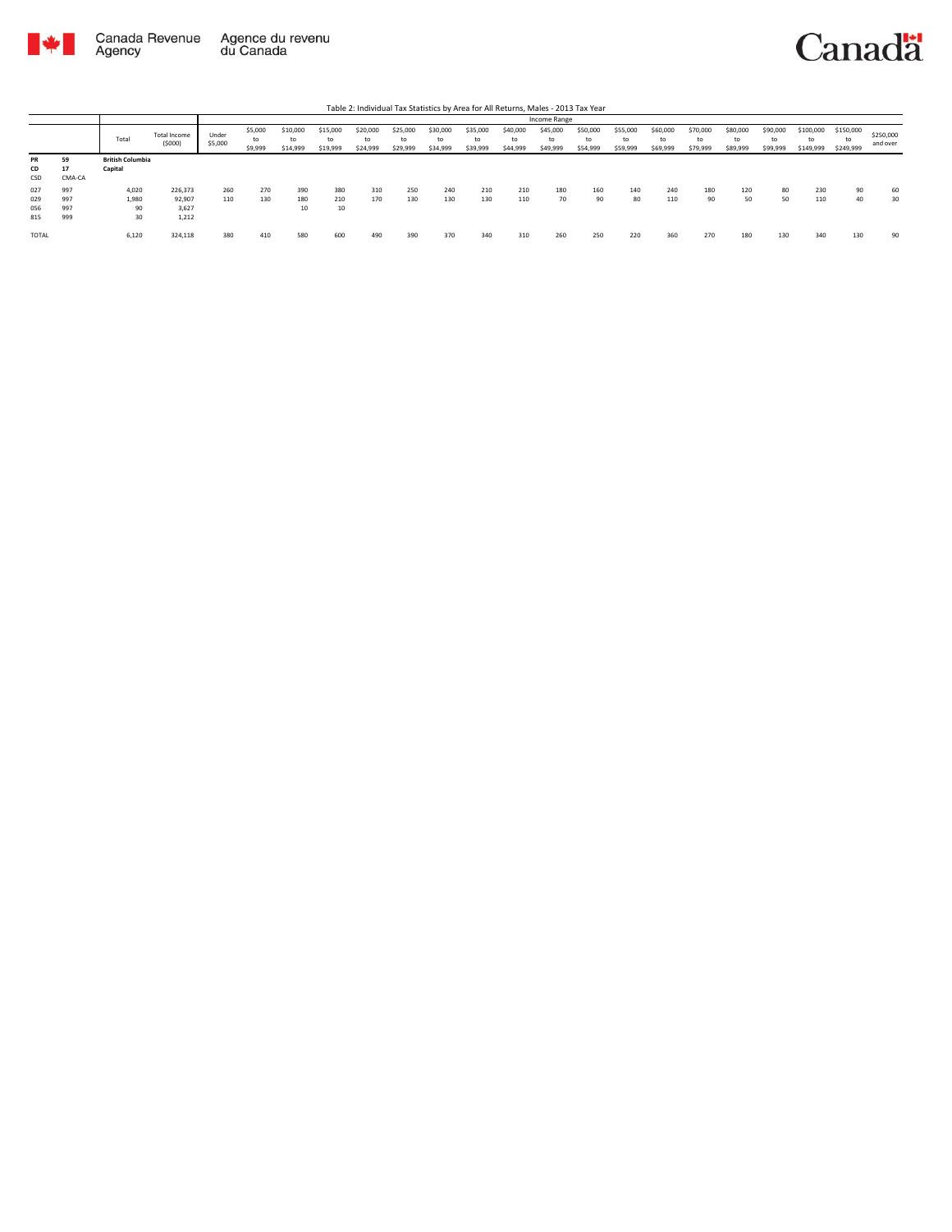Table 2: Individual Tax Statistics by Area for All Returns, Males - 2013 Tax Year

| | | Total | Total Income ($000) | Income Range | | | | | | | | | | | | | | | | | | | | |
|---|---|---|---|---|---|---|---|---|---|---|---|---|---|---|---|---|---|---|---|---|---|---|---|---|
| | | | | Under $5,000 | $5,000 to $9,999 | $10,000 to $14,999 | $15,000 to $19,999 | $20,000 to $24,999 | $25,000 to $29,999 | $30,000 to $34,999 | $35,000 to $39,999 | $40,000 to $44,999 | $45,000 to $49,999 | $50,000 to $54,999 | $55,000 to $59,999 | $60,000 to $69,999 | $70,000 to $79,999 | $80,000 to $89,999 | $90,000 to $99,999 | $100,000 to $149,999 | $150,000 to $249,999 | $250,000 and over |
| **PR** | **59** | **British Columbia** | | | | | | | | | | | | | | | | | | | | | | |
| **CD** | **17** | **Capital** | | | | | | | | | | | | | | | | | | | | | | |
| CSD | CMA-CA | | | | | | | | | | | | | | | | | | | | | | | |
| 027 | 997 | 4,020 | 226,373 | 260 | 270 | 390 | 380 | 310 | 250 | 240 | 210 | 210 | 180 | 160 | 140 | 240 | 180 | 120 | 80 | 230 | 90 | 60 |
| 029 | 997 | 1,980 | 92,907 | 110 | 130 | 180 | 210 | 170 | 130 | 130 | 130 | 110 | 70 | 90 | 80 | 110 | 90 | 50 | 50 | 110 | 40 | 30 |
| 056 | 997 | 90 | 3,627 | | | 10 | 10 | | | | | | | | | | | | | | | |
| 815 | 999 | 30 | 1,212 | | | | | | | | | | | | | | | | | | | |
| TOTAL | | 6,120 | 324,118 | 380 | 410 | 580 | 600 | 490 | 390 | 370 | 340 | 310 | 260 | 250 | 220 | 360 | 270 | 180 | 130 | 340 | 130 | 90 |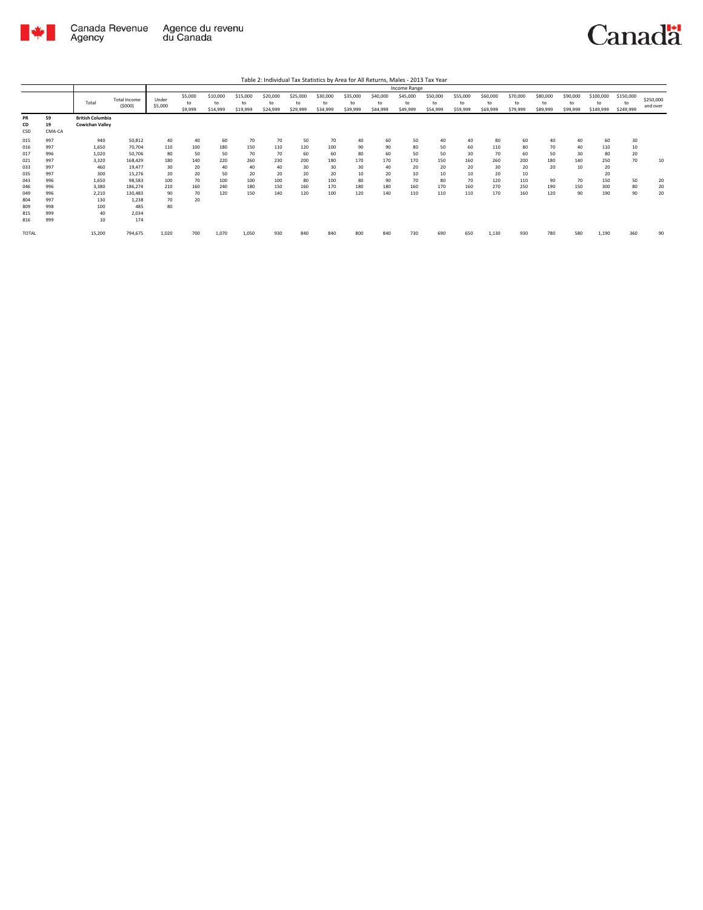Table 2: Individual Tax Statistics by Area for All Returns, Males - 2013 Tax Year

| | | | | Income Range | | | | | | | | | | | | | | | | | | |
|---|---|---|---|---|---|---|---|---|---|---|---|---|---|---|---|---|---|---|---|---|---|---|
| | | Total | Total Income ($000) | Under $5,000 | $5,000 to $9,999 | $10,000 to $14,999 | $15,000 to $19,999 | $20,000 to $24,999 | $25,000 to $29,999 | $30,000 to $34,999 | $35,000 to $39,999 | $40,000 to $44,999 | $45,000 to $49,999 | $50,000 to $54,999 | $55,000 to $59,999 | $60,000 to $69,999 | $70,000 to $79,999 | $80,000 to $89,999 | $90,000 to $99,999 | $100,000 to $149,999 | $150,000 to $249,999 | $250,000 and over |
| PR 59 | | **British Columbia** | | | | | | | | | | | | | | | | | | | | |
| CD 19 | | **Cowichan Valley** | | | | | | | | | | | | | | | | | | | | |
| CSD | CMA-CA | | | | | | | | | | | | | | | | | | | | | |
| 015 | 997 | 940 | 50,812 | 40 | 40 | 60 | 70 | 70 | 50 | 70 | 40 | 60 | 50 | 40 | 40 | 80 | 60 | 40 | 40 | 60 | 30 | |
| 016 | 997 | 1,650 | 70,704 | 110 | 100 | 180 | 150 | 110 | 120 | 100 | 90 | 90 | 80 | 50 | 60 | 110 | 80 | 70 | 40 | 110 | 10 | |
| 017 | 996 | 1,020 | 50,706 | 80 | 50 | 50 | 70 | 70 | 60 | 60 | 80 | 60 | 50 | 50 | 30 | 70 | 60 | 50 | 30 | 80 | 20 | |
| 021 | 997 | 3,320 | 168,429 | 180 | 140 | 220 | 260 | 230 | 200 | 180 | 170 | 170 | 170 | 150 | 160 | 260 | 200 | 180 | 140 | 250 | 70 | 10 |
| 033 | 997 | 460 | 19,477 | 30 | 20 | 40 | 40 | 40 | 30 | 30 | 30 | 40 | 20 | 20 | 20 | 30 | 20 | 20 | 10 | 20 | | |
| 035 | 997 | 300 | 15,276 | 20 | 20 | 50 | 20 | 20 | 20 | 20 | 10 | 20 | 10 | 10 | 10 | 20 | 10 | | | 20 | | |
| 043 | 996 | 1,650 | 98,583 | 100 | 70 | 100 | 100 | 100 | 80 | 100 | 80 | 90 | 70 | 80 | 70 | 120 | 110 | 90 | 70 | 150 | 50 | 20 |
| 046 | 996 | 3,380 | 186,274 | 210 | 160 | 240 | 180 | 150 | 160 | 170 | 180 | 180 | 160 | 170 | 160 | 270 | 250 | 190 | 150 | 300 | 80 | 20 |
| 049 | 996 | 2,210 | 130,483 | 90 | 70 | 120 | 150 | 140 | 120 | 100 | 120 | 140 | 110 | 110 | 110 | 170 | 160 | 120 | 90 | 190 | 90 | 20 |
| 804 | 997 | 130 | 1,238 | 70 | 20 | | | | | | | | | | | | | | | | | |
| 809 | 998 | 100 | 485 | 80 | | | | | | | | | | | | | | | | | | |
| 815 | 999 | 40 | 2,034 | | | | | | | | | | | | | | | | | | | |
| 816 | 999 | 10 | 174 | | | | | | | | | | | | | | | | | | | |
| TOTAL | | 15,200 | 794,675 | 1,020 | 700 | 1,070 | 1,050 | 930 | 840 | 840 | 800 | 840 | 730 | 690 | 650 | 1,130 | 930 | 780 | 580 | 1,190 | 360 | 90 |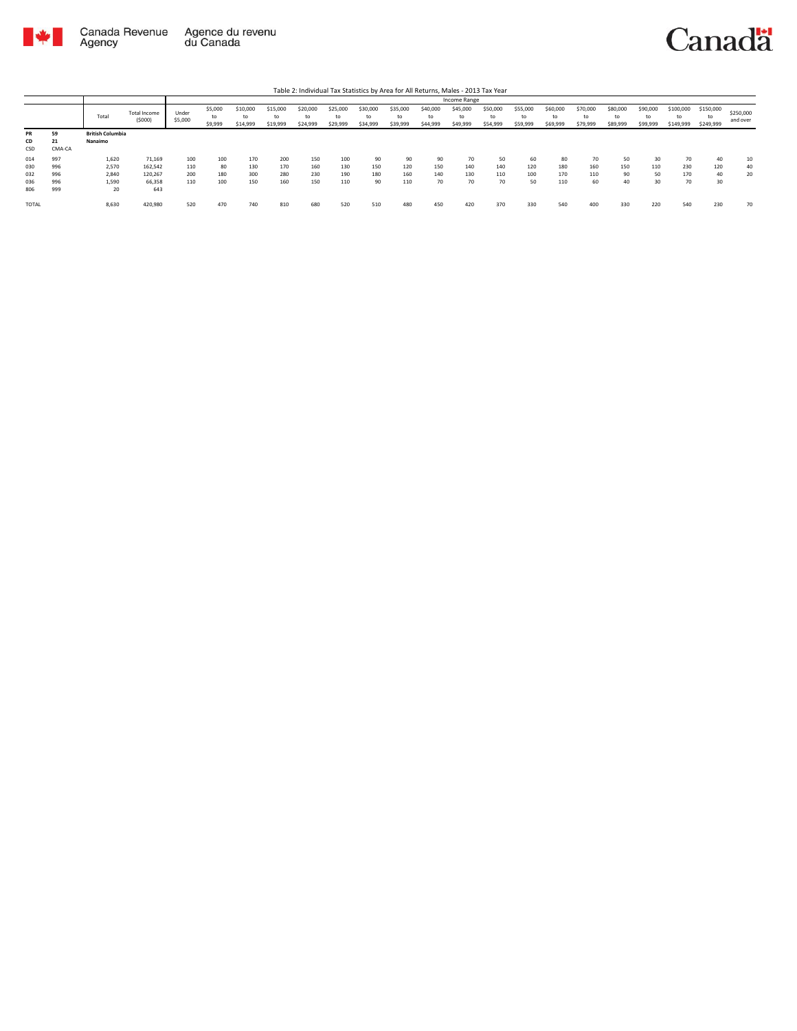Table 2: Individual Tax Statistics by Area for All Returns, Males - 2013 Tax Year

| | | Total | Total Income ($000) | Income Range | | | | | | | | | | | | | | | | | | | |
|---|---|---|---|---|---|---|---|---|---|---|---|---|---|---|---|---|---|---|---|---|---|---|---|
| | | | | Under $5,000 | $5,000 to $9,999 | $10,000 to $14,999 | $15,000 to $19,999 | $20,000 to $24,999 | $25,000 to $29,999 | $30,000 to $34,999 | $35,000 to $39,999 | $40,000 to $44,999 | $45,000 to $49,999 | $50,000 to $54,999 | $55,000 to $59,999 | $60,000 to $69,999 | $70,000 to $79,999 | $80,000 to $89,999 | $90,000 to $99,999 | $100,000 to $149,999 | $150,000 to $249,999 | $250,000 and over |
| **PR** | **59** | **British Columbia** | | | | | | | | | | | | | | | | | | | | | |
| **CD** | **21** | **Nanaimo** | | | | | | | | | | | | | | | | | | | | | |
| CSD | CMA-CA | | | | | | | | | | | | | | | | | | | | | | |
| 014 | 997 | 1,620 | 71,169 | 100 | 100 | 170 | 200 | 150 | 100 | 90 | 90 | 90 | 70 | 50 | 60 | 80 | 70 | 50 | 30 | 70 | 40 | 10 |
| 030 | 996 | 2,570 | 162,542 | 110 | 80 | 130 | 170 | 160 | 130 | 150 | 120 | 150 | 140 | 140 | 120 | 180 | 160 | 150 | 110 | 230 | 120 | 40 |
| 032 | 996 | 2,840 | 120,267 | 200 | 180 | 300 | 280 | 230 | 190 | 180 | 160 | 140 | 130 | 110 | 100 | 170 | 110 | 90 | 50 | 170 | 40 | 20 |
| 036 | 996 | 1,590 | 66,358 | 110 | 100 | 150 | 160 | 150 | 110 | 90 | 110 | 70 | 70 | 70 | 50 | 110 | 60 | 40 | 30 | 70 | 30 | |
| 806 | 999 | 20 | 643 | | | | | | | | | | | | | | | | | | | |
| TOTAL | | 8,630 | 420,980 | 520 | 470 | 740 | 810 | 680 | 520 | 510 | 480 | 450 | 420 | 370 | 330 | 540 | 400 | 330 | 220 | 540 | 230 | 70 |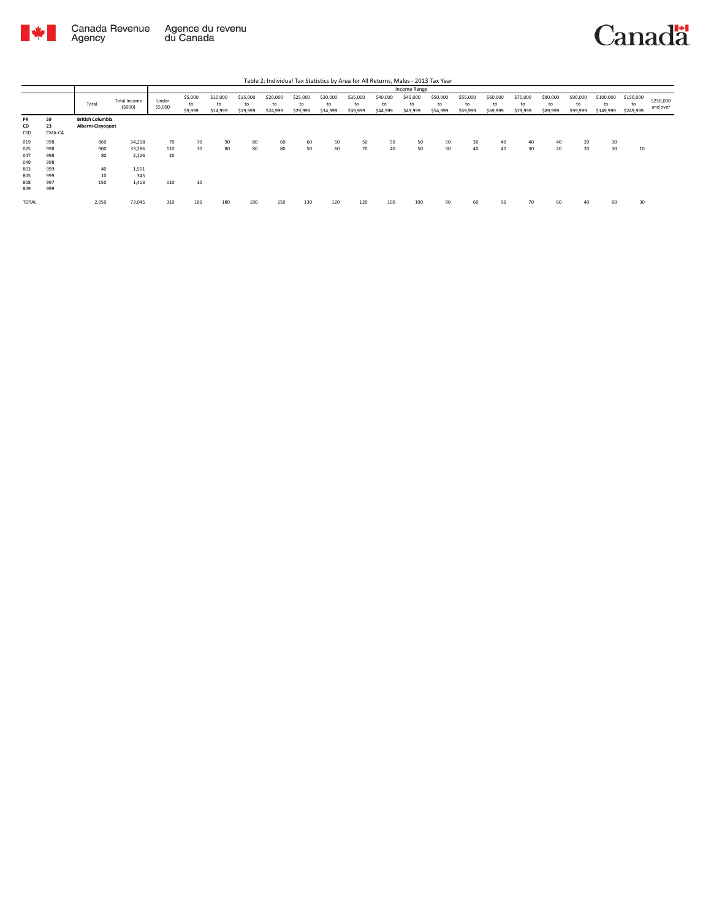Table 2: Individual Tax Statistics by Area for All Returns, Males - 2013 Tax Year

| | | Total | Total Income ($000) | Income Range | | | | | | | | | | | | | | | | | | |
|---|---|---|---|---|---|---|---|---|---|---|---|---|---|---|---|---|---|---|---|---|---|---|
| | | | | Under $5,000 | $5,000 to $9,999 | $10,000 to $14,999 | $15,000 to $19,999 | $20,000 to $24,999 | $25,000 to $29,999 | $30,000 to $34,999 | $35,000 to $39,999 | $40,000 to $44,999 | $45,000 to $49,999 | $50,000 to $54,999 | $55,000 to $59,999 | $60,000 to $69,999 | $70,000 to $79,999 | $80,000 to $89,999 | $90,000 to $99,999 | $100,000 to $149,999 | $150,000 to $249,999 | $250,000 and over |
| **PR** | **59** | **British Columbia** | | | | | | | | | | | | | | | | | | | | |
| **CD** | **23** | **Alberni-Clayoquot** | | | | | | | | | | | | | | | | | | | | |
| CSD | CMA-CA | | | | | | | | | | | | | | | | | | | | | |
| 019 | 998 | 860 | 34,218 | 70 | 70 | 90 | 80 | 60 | 60 | 50 | 50 | 50 | 50 | 50 | 30 | 40 | 40 | 40 | 20 | 30 | | |
| 025 | 998 | 900 | 33,286 | 110 | 70 | 80 | 80 | 80 | 50 | 60 | 70 | 40 | 50 | 30 | 40 | 40 | 30 | 20 | 20 | 30 | 10 | |
| 047 | 998 | 80 | 2,126 | 20 | | | | | | | | | | | | | | | | | | |
| 049 | 998 | | | | | | | | | | | | | | | | | | | | | |
| 803 | 999 | 40 | 1,501 | | | | | | | | | | | | | | | | | | | |
| 805 | 999 | 10 | 345 | | | | | | | | | | | | | | | | | | | |
| 808 | 997 | 150 | 1,413 | 110 | 10 | | | | | | | | | | | | | | | | | |
| 809 | 999 | | | | | | | | | | | | | | | | | | | | | |
| TOTAL | | 2,050 | 73,045 | 310 | 160 | 180 | 180 | 150 | 130 | 120 | 120 | 100 | 100 | 90 | 60 | 90 | 70 | 60 | 40 | 60 | 30 | |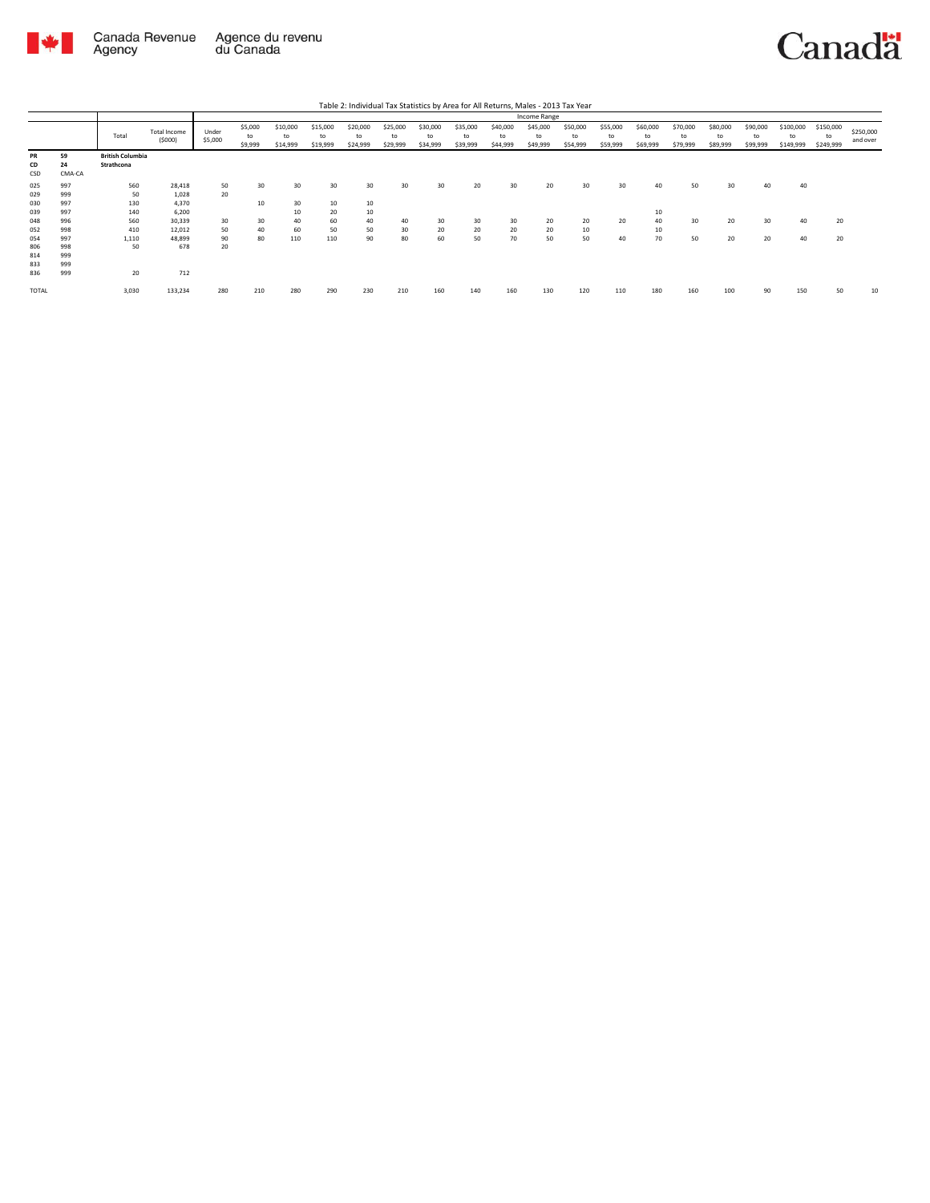Table 2: Individual Tax Statistics by Area for All Returns, Males - 2013 Tax Year

| | | Total | Total Income ($000) | Income Range | | | | | | | | | | | | | | | | | | |
|---|---|---|---|---|---|---|---|---|---|---|---|---|---|---|---|---|---|---|---|---|---|---|
| | | | | Under $5,000 | $5,000 to $9,999 | $10,000 to $14,999 | $15,000 to $19,999 | $20,000 to $24,999 | $25,000 to $29,999 | $30,000 to $34,999 | $35,000 to $39,999 | $40,000 to $44,999 | $45,000 to $49,999 | $50,000 to $54,999 | $55,000 to $59,999 | $60,000 to $69,999 | $70,000 to $79,999 | $80,000 to $89,999 | $90,000 to $99,999 | $100,000 to $149,999 | $150,000 to $249,999 | $250,000 and over |
| **PR** | **59** | **British Columbia** | | | | | | | | | | | | | | | | | | | | |
| **CD** | **24** | **Strathcona** | | | | | | | | | | | | | | | | | | | | |
| CSD | CMA-CA | | | | | | | | | | | | | | | | | | | | | |
| 025 | 997 | 560 | 28,418 | 50 | 30 | 30 | 30 | 30 | 30 | 30 | 20 | 30 | 20 | 30 | 30 | 40 | 50 | 30 | 40 | 40 | | |
| 029 | 999 | 50 | 1,028 | 20 | | | | | | | | | | | | | | | | | | |
| 030 | 997 | 130 | 4,370 | | 10 | 30 | 10 | 10 | | | | | | | | | | | | | | |
| 039 | 997 | 140 | 6,200 | | | 10 | 20 | 10 | | | | | | | | 10 | | | | | | |
| 048 | 996 | 560 | 30,339 | 30 | 30 | 40 | 60 | 40 | 40 | 30 | 30 | 30 | 20 | 20 | 20 | 40 | 30 | 20 | 30 | 40 | 20 | |
| 052 | 998 | 410 | 12,012 | 50 | 40 | 60 | 50 | 50 | 30 | 20 | 20 | 20 | 20 | 10 | | 10 | | | | | | |
| 054 | 997 | 1,110 | 48,899 | 90 | 80 | 110 | 110 | 90 | 80 | 60 | 50 | 70 | 50 | 50 | 40 | 70 | 50 | 20 | 20 | 40 | 20 | |
| 806 | 998 | 50 | 678 | 20 | | | | | | | | | | | | | | | | | | |
| 814 | 999 | | | | | | | | | | | | | | | | | | | | | |
| 833 | 999 | | | | | | | | | | | | | | | | | | | | | |
| 836 | 999 | 20 | 712 | | | | | | | | | | | | | | | | | | | |
| TOTAL | | 3,030 | 133,234 | 280 | 210 | 280 | 290 | 230 | 210 | 160 | 140 | 160 | 130 | 120 | 110 | 180 | 160 | 100 | 90 | 150 | 50 | 10 |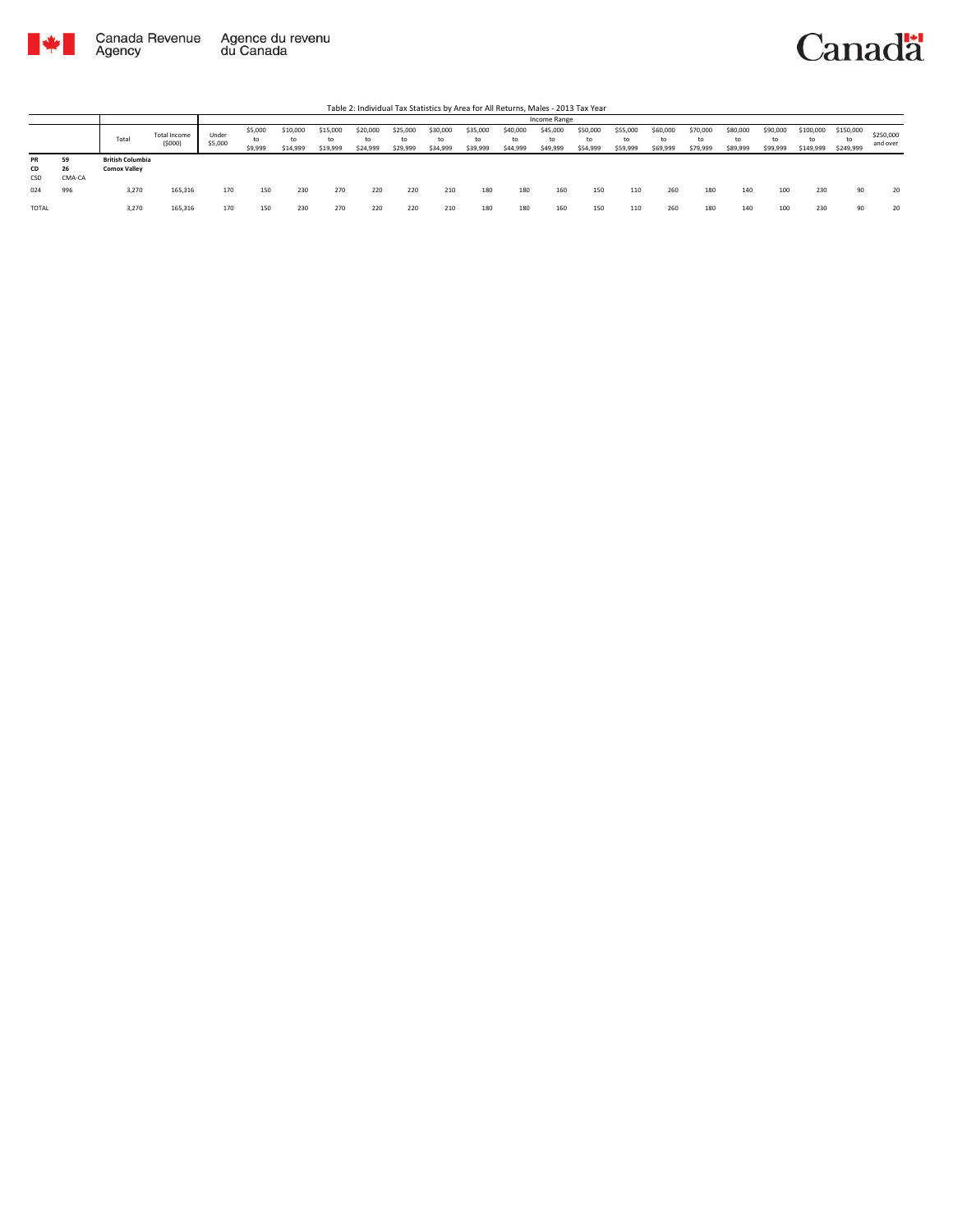Table 2: Individual Tax Statistics by Area for All Returns, Males - 2013 Tax Year

| | | Total | Total Income ($000) | Income Range | | | | | | | | | | | | | | | | | | | |
|---|---|---|---|---|---|---|---|---|---|---|---|---|---|---|---|---|---|---|---|---|---|---|---|
| | | | | Under $5,000 | $5,000 to $9,999 | $10,000 to $14,999 | $15,000 to $19,999 | $20,000 to $24,999 | $25,000 to $29,999 | $30,000 to $34,999 | $35,000 to $39,999 | $40,000 to $44,999 | $45,000 to $49,999 | $50,000 to $54,999 | $55,000 to $59,999 | $60,000 to $69,999 | $70,000 to $79,999 | $80,000 to $89,999 | $90,000 to $99,999 | $100,000 to $149,999 | $150,000 to $249,999 | $250,000 and over |
| **PR** / **CD** / CSD | **59** / **26** / CMA-CA | **British Columbia** / **Comox Valley** | | | | | | | | | | | | | | | | | | | | |
| 024 | 996 | 3,270 | 165,316 | 170 | 150 | 230 | 270 | 220 | 220 | 210 | 180 | 180 | 160 | 150 | 110 | 260 | 180 | 140 | 100 | 230 | 90 | 20 |
| TOTAL | | 3,270 | 165,316 | 170 | 150 | 230 | 270 | 220 | 220 | 210 | 180 | 180 | 160 | 150 | 110 | 260 | 180 | 140 | 100 | 230 | 90 | 20 |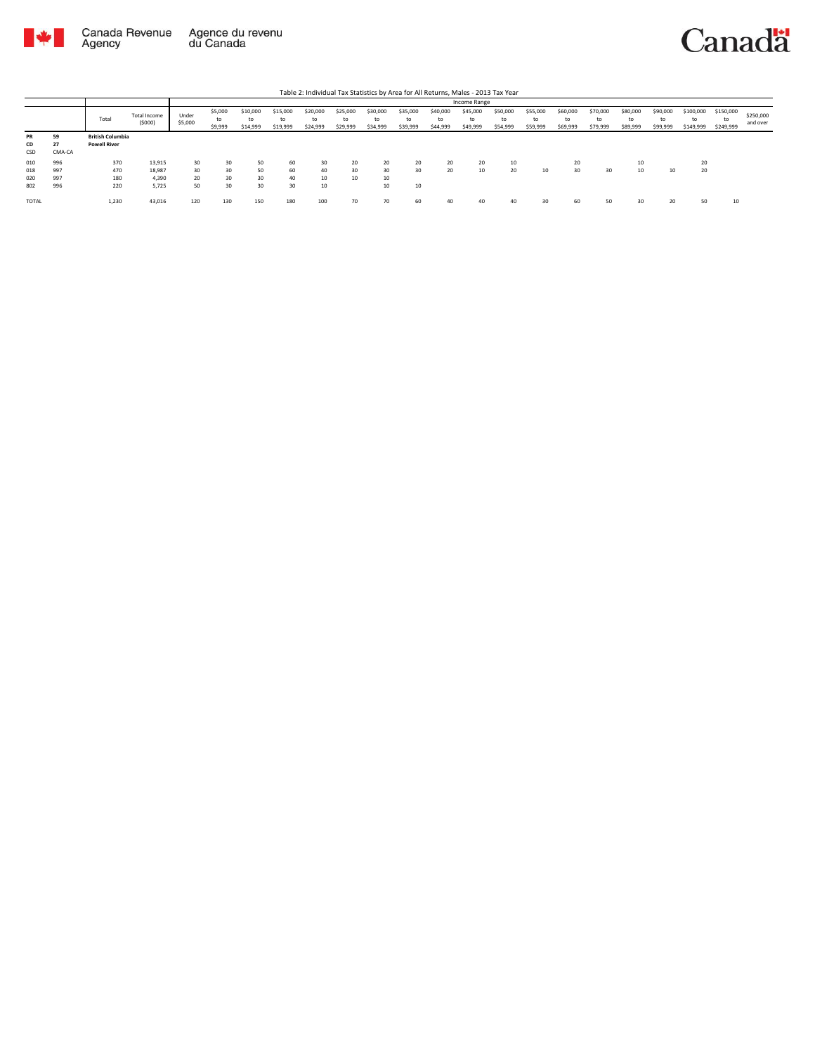Table 2: Individual Tax Statistics by Area for All Returns, Males - 2013 Tax Year

| PR<br>CD<br>CSD | 59<br>27<br>CMA-CA | Total | Total Income ($000) | Under $5,000 | $5,000 to $9,999 | $10,000 to $14,999 | $15,000 to $19,999 | $20,000 to $24,999 | $25,000 to $29,999 | $30,000 to $34,999 | $35,000 to $39,999 | $40,000 to $44,999 | $45,000 to $49,999 | $50,000 to $54,999 | $55,000 to $59,999 | $60,000 to $69,999 | $70,000 to $79,999 | $80,000 to $89,999 | $90,000 to $99,999 | $100,000 to $149,999 | $150,000 to $249,999 | $250,000 and over |
|---|---|---|---|---|---|---|---|---|---|---|---|---|---|---|---|---|---|---|---|---|---|---|
| | | **British Columbia** | | | | | | | | | | | | | | | | | | | | |
| | | **Powell River** | | | | | | | | | | | | | | | | | | | | |
| 010 | 996 | 370 | 13,915 | 30 | 30 | 50 | 60 | 30 | 20 | 20 | 20 | 20 | 20 | 10 | | 20 | | 10 | | 20 | | |
| 018 | 997 | 470 | 18,987 | 30 | 30 | 50 | 60 | 40 | 30 | 30 | 30 | 20 | 10 | 20 | 10 | 30 | 30 | 10 | 10 | 20 | | |
| 020 | 997 | 180 | 4,390 | 20 | 30 | 30 | 40 | 10 | 10 | 10 | | | | | | | | | | | | |
| 802 | 996 | 220 | 5,725 | 50 | 30 | 30 | 30 | 10 | | 10 | 10 | | | | | | | | | | | |
| TOTAL | | 1,230 | 43,016 | 120 | 130 | 150 | 180 | 100 | 70 | 70 | 60 | 40 | 40 | 40 | 30 | 60 | 50 | 30 | 20 | 50 | 10 | |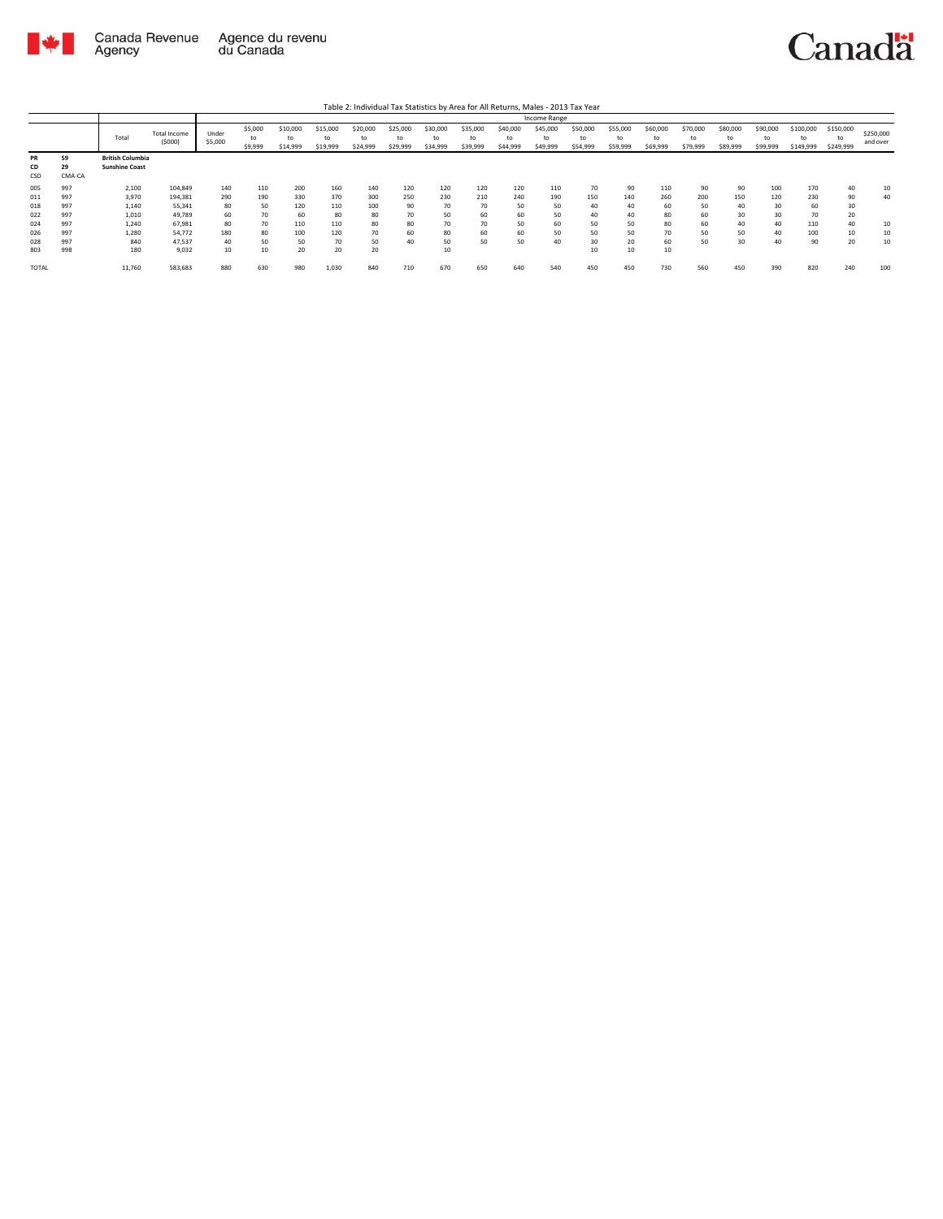Table 2: Individual Tax Statistics by Area for All Returns, Males - 2013 Tax Year

| | | Total | Total Income ($000) | Income Range | | | | | | | | | | | | | | | | | | |
|---|---|---|---|---|---|---|---|---|---|---|---|---|---|---|---|---|---|---|---|---|---|---|
| | | | | Under $5,000 | $5,000 to $9,999 | $10,000 to $14,999 | $15,000 to $19,999 | $20,000 to $24,999 | $25,000 to $29,999 | $30,000 to $34,999 | $35,000 to $39,999 | $40,000 to $44,999 | $45,000 to $49,999 | $50,000 to $54,999 | $55,000 to $59,999 | $60,000 to $69,999 | $70,000 to $79,999 | $80,000 to $89,999 | $90,000 to $99,999 | $100,000 to $149,999 | $150,000 to $249,999 | $250,000 and over |
| **PR** | **59** | **British Columbia** | | | | | | | | | | | | | | | | | | | | |
| **CD** | **29** | **Sunshine Coast** | | | | | | | | | | | | | | | | | | | | |
| CSD | CMA-CA | | | | | | | | | | | | | | | | | | | | | |
| 005 | 997 | 2,100 | 104,849 | 140 | 110 | 200 | 160 | 140 | 120 | 120 | 120 | 120 | 110 | 70 | 90 | 110 | 90 | 90 | 100 | 170 | 40 | 10 |
| 011 | 997 | 3,970 | 194,381 | 290 | 190 | 330 | 370 | 300 | 250 | 230 | 210 | 240 | 190 | 150 | 140 | 260 | 200 | 150 | 120 | 230 | 90 | 40 |
| 018 | 997 | 1,140 | 55,341 | 80 | 50 | 120 | 110 | 100 | 90 | 70 | 70 | 50 | 50 | 40 | 40 | 60 | 50 | 40 | 30 | 60 | 30 | |
| 022 | 997 | 1,010 | 49,789 | 60 | 70 | 60 | 80 | 80 | 70 | 50 | 60 | 60 | 50 | 40 | 40 | 80 | 60 | 30 | 30 | 70 | 20 | |
| 024 | 997 | 1,240 | 67,981 | 80 | 70 | 110 | 110 | 80 | 80 | 70 | 70 | 50 | 60 | 50 | 50 | 80 | 60 | 40 | 40 | 110 | 40 | 10 |
| 026 | 997 | 1,280 | 54,772 | 180 | 80 | 100 | 120 | 70 | 60 | 80 | 60 | 60 | 50 | 50 | 50 | 70 | 50 | 50 | 40 | 100 | 10 | 10 |
| 028 | 997 | 840 | 47,537 | 40 | 50 | 50 | 70 | 50 | 40 | 50 | 50 | 50 | 40 | 30 | 20 | 60 | 50 | 30 | 40 | 90 | 20 | 10 |
| 803 | 998 | 180 | 9,032 | 10 | 10 | 20 | 20 | 20 | | 10 | | | | 10 | 10 | 10 | | | | | | |
| TOTAL | | 11,760 | 583,683 | 880 | 630 | 980 | 1,030 | 840 | 710 | 670 | 650 | 640 | 540 | 450 | 450 | 730 | 560 | 450 | 390 | 820 | 240 | 100 |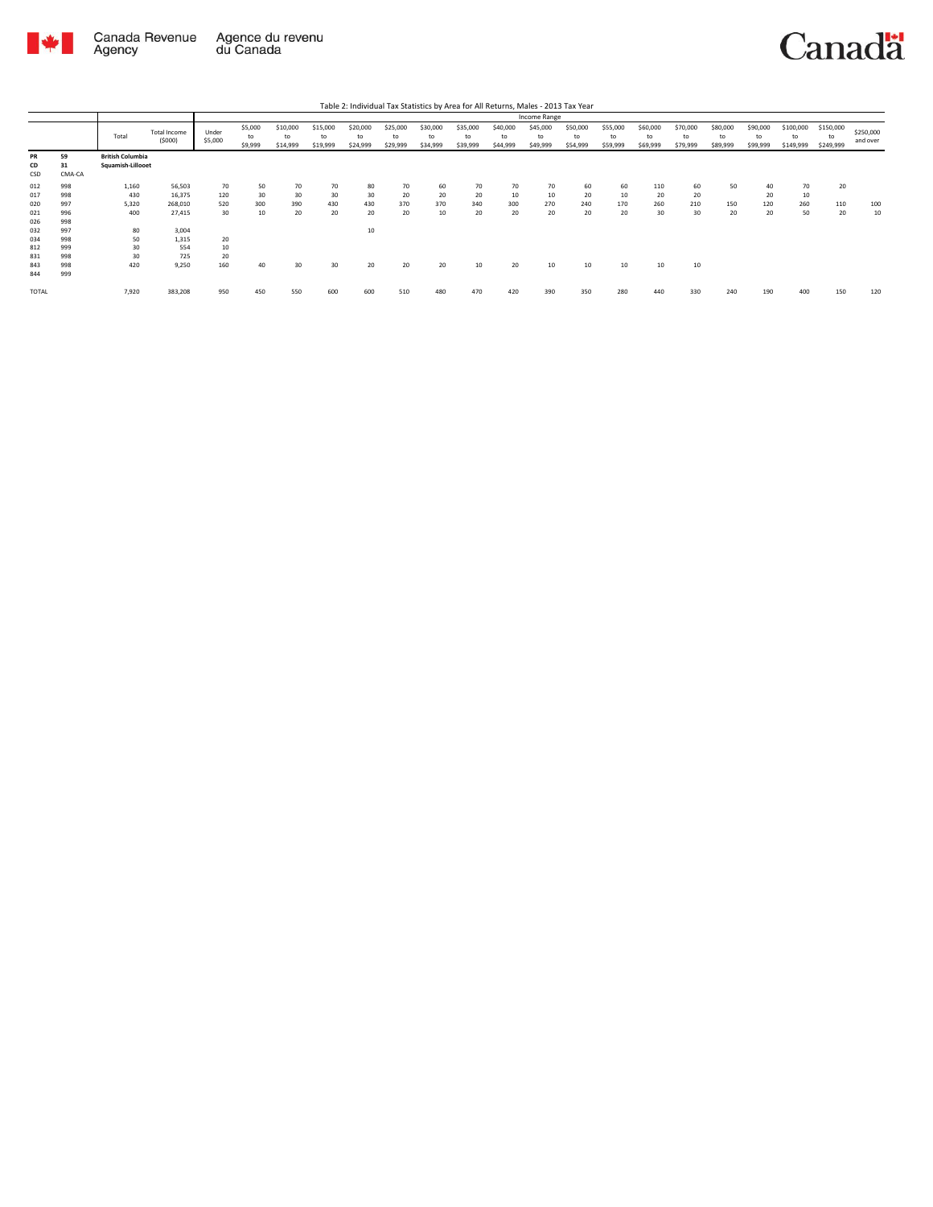Table 2: Individual Tax Statistics by Area for All Returns, Males - 2013 Tax Year

| | | Total | Total Income ($000) | Income Range | | | | | | | | | | | | | | | | | | |
|---|---|---|---|---|---|---|---|---|---|---|---|---|---|---|---|---|---|---|---|---|---|---|
| | | | | Under $5,000 | $5,000 to $9,999 | $10,000 to $14,999 | $15,000 to $19,999 | $20,000 to $24,999 | $25,000 to $29,999 | $30,000 to $34,999 | $35,000 to $39,999 | $40,000 to $44,999 | $45,000 to $49,999 | $50,000 to $54,999 | $55,000 to $59,999 | $60,000 to $69,999 | $70,000 to $79,999 | $80,000 to $89,999 | $90,000 to $99,999 | $100,000 to $149,999 | $150,000 to $249,999 | $250,000 and over |
| **PR** | **59** | **British Columbia** | | | | | | | | | | | | | | | | | | | | |
| **CD** | **31** | **Squamish-Lillooet** | | | | | | | | | | | | | | | | | | | | |
| CSD | CMA-CA | | | | | | | | | | | | | | | | | | | | | |
| 012 | 998 | 1,160 | 56,503 | 70 | 50 | 70 | 70 | 80 | 70 | 60 | 70 | 70 | 70 | 60 | 60 | 110 | 60 | 50 | 40 | 70 | 20 | |
| 017 | 998 | 430 | 16,375 | 120 | 30 | 30 | 30 | 30 | 20 | 20 | 20 | 10 | 10 | 20 | 10 | 20 | 20 | | 20 | 10 | | |
| 020 | 997 | 5,320 | 268,010 | 520 | 300 | 390 | 430 | 430 | 370 | 370 | 340 | 300 | 270 | 240 | 170 | 260 | 210 | 150 | 120 | 260 | 110 | 100 |
| 021 | 996 | 400 | 27,415 | 30 | 10 | 20 | 20 | 20 | 20 | 10 | 20 | 20 | 20 | 20 | 20 | 30 | 30 | 20 | 20 | 50 | 20 | 10 |
| 026 | 998 | | | | | | | | | | | | | | | | | | | | | |
| 032 | 997 | 80 | 3,004 | | | | | 10 | | | | | | | | | | | | | | |
| 034 | 998 | 50 | 1,315 | 20 | | | | | | | | | | | | | | | | | | |
| 812 | 999 | 30 | 554 | 10 | | | | | | | | | | | | | | | | | | |
| 831 | 998 | 30 | 725 | 20 | | | | | | | | | | | | | | | | | | |
| 843 | 998 | 420 | 9,250 | 160 | 40 | 30 | 30 | 20 | 20 | 20 | 10 | 20 | 10 | 10 | 10 | 10 | 10 | | | | | |
| 844 | 999 | | | | | | | | | | | | | | | | | | | | | |
| TOTAL | | 7,920 | 383,208 | 950 | 450 | 550 | 600 | 600 | 510 | 480 | 470 | 420 | 390 | 350 | 280 | 440 | 330 | 240 | 190 | 400 | 150 | 120 |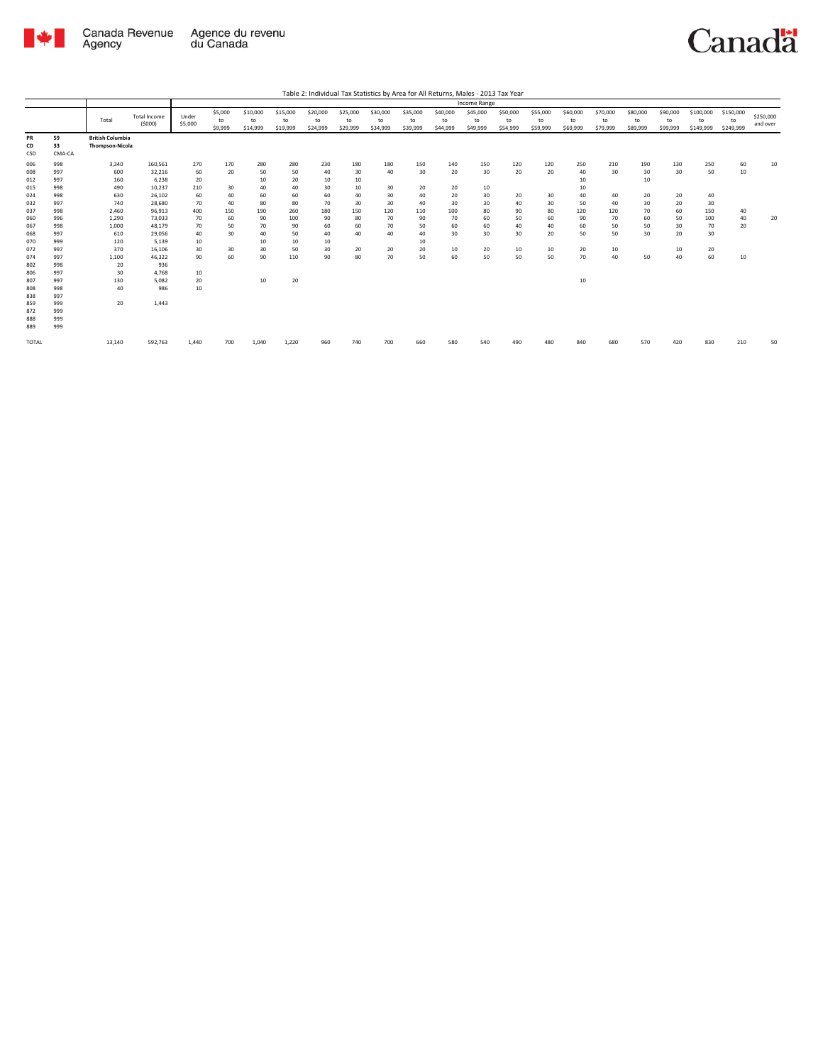Table 2: Individual Tax Statistics by Area for All Returns, Males - 2013 Tax Year

| | | Total | Total Income (\$000) | Income Range | | | | | | | | | | | | | | | | | | |
|---|---|---|---|---|---|---|---|---|---|---|---|---|---|---|---|---|---|---|---|---|---|---|
| | | | | Under \$5,000 | \$5,000 to \$9,999 | \$10,000 to \$14,999 | \$15,000 to \$19,999 | \$20,000 to \$24,999 | \$25,000 to \$29,999 | \$30,000 to \$34,999 | \$35,000 to \$39,999 | \$40,000 to \$44,999 | \$45,000 to \$49,999 | \$50,000 to \$54,999 | \$55,000 to \$59,999 | \$60,000 to \$69,999 | \$70,000 to \$79,999 | \$80,000 to \$89,999 | \$90,000 to \$99,999 | \$100,000 to \$149,999 | \$150,000 to \$249,999 | \$250,000 and over |
| **PR** | **59** | **British Columbia** | | | | | | | | | | | | | | | | | | | | |
| **CD** | **33** | **Thompson-Nicola** | | | | | | | | | | | | | | | | | | | | |
| **CSD** | **CMA-CA** | | | | | | | | | | | | | | | | | | | | | |
| 006 | 998 | 3,340 | 160,561 | 270 | 170 | 280 | 280 | 230 | 180 | 180 | 150 | 140 | 150 | 120 | 120 | 250 | 210 | 190 | 130 | 250 | 60 | 10 |
| 008 | 997 | 600 | 32,216 | 60 | 20 | 50 | 50 | 40 | 30 | 40 | 30 | 20 | 30 | 20 | 20 | 40 | 30 | 30 | 30 | 50 | 10 | |
| 012 | 997 | 160 | 6,238 | 20 | | 10 | 20 | 10 | 10 | | | | | | | 10 | | 10 | | | | |
| 015 | 998 | 490 | 10,237 | 210 | 30 | 40 | 40 | 30 | 10 | 30 | 20 | 20 | 10 | | | 10 | | | | | | |
| 024 | 998 | 630 | 26,102 | 60 | 40 | 60 | 60 | 60 | 40 | 30 | 40 | 20 | 30 | 20 | 30 | 40 | 40 | 20 | 20 | 40 | | |
| 032 | 997 | 740 | 28,680 | 70 | 40 | 80 | 80 | 70 | 30 | 30 | 40 | 30 | 30 | 40 | 30 | 50 | 40 | 30 | 20 | 30 | | |
| 037 | 998 | 2,460 | 96,913 | 400 | 150 | 190 | 260 | 180 | 150 | 120 | 110 | 100 | 80 | 90 | 80 | 120 | 120 | 70 | 60 | 150 | 40 | |
| 060 | 996 | 1,290 | 73,033 | 70 | 60 | 90 | 100 | 90 | 80 | 70 | 90 | 70 | 60 | 50 | 60 | 90 | 70 | 60 | 50 | 100 | 40 | 20 |
| 067 | 998 | 1,000 | 48,179 | 70 | 50 | 70 | 90 | 60 | 60 | 70 | 50 | 60 | 60 | 40 | 40 | 60 | 50 | 50 | 30 | 70 | 20 | |
| 068 | 997 | 610 | 29,056 | 40 | 30 | 40 | 50 | 40 | 40 | 40 | 40 | 30 | 30 | 30 | 20 | 50 | 50 | 30 | 20 | 30 | | |
| 070 | 999 | 120 | 5,139 | 10 | | 10 | 10 | 10 | | | 10 | | | | | | | | | | | |
| 072 | 997 | 370 | 16,106 | 30 | 30 | 30 | 50 | 30 | 20 | 20 | 20 | 10 | 20 | 10 | 10 | 20 | 10 | | 10 | 20 | | |
| 074 | 997 | 1,100 | 46,322 | 90 | 60 | 90 | 110 | 90 | 80 | 70 | 50 | 60 | 50 | 50 | 50 | 70 | 40 | 50 | 40 | 60 | 10 | |
| 802 | 998 | 20 | 936 | | | | | | | | | | | | | | | | | | | |
| 806 | 997 | 30 | 4,768 | 10 | | | | | | | | | | | | | | | | | | |
| 807 | 997 | 130 | 5,082 | 20 | | 10 | 20 | | | | | | | | | 10 | | | | | | |
| 808 | 998 | 40 | 986 | 10 | | | | | | | | | | | | | | | | | | |
| 838 | 997 | | | | | | | | | | | | | | | | | | | | | |
| 859 | 999 | 20 | 1,443 | | | | | | | | | | | | | | | | | | | |
| 872 | 999 | | | | | | | | | | | | | | | | | | | | | |
| 888 | 999 | | | | | | | | | | | | | | | | | | | | | |
| 889 | 999 | | | | | | | | | | | | | | | | | | | | | |
| TOTAL | | 13,140 | 592,763 | 1,440 | 700 | 1,040 | 1,220 | 960 | 740 | 700 | 660 | 580 | 540 | 490 | 480 | 840 | 680 | 570 | 420 | 830 | 210 | 50 |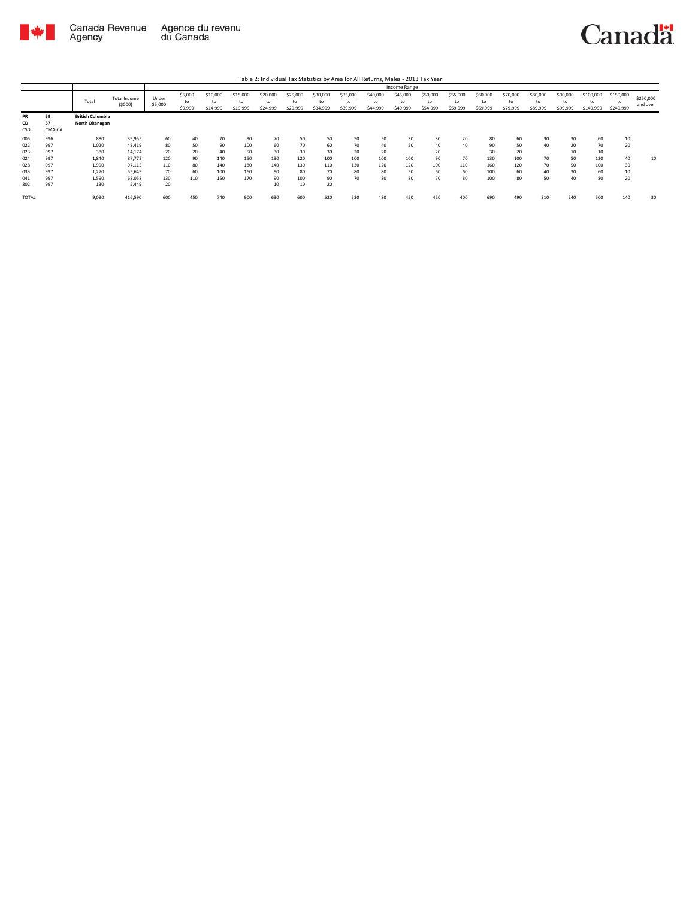Table 2: Individual Tax Statistics by Area for All Returns, Males - 2013 Tax Year

| PR<br>CD<br>CSD | <br><br>CMA-CA | Total | Total Income (\$000) | Income Range<br>Under \$5,000 | \$5,000 to \$9,999 | \$10,000 to \$14,999 | \$15,000 to \$19,999 | \$20,000 to \$24,999 | \$25,000 to \$29,999 | \$30,000 to \$34,999 | \$35,000 to \$39,999 | \$40,000 to \$44,999 | \$45,000 to \$49,999 | \$50,000 to \$54,999 | \$55,000 to \$59,999 | \$60,000 to \$69,999 | \$70,000 to \$79,999 | \$80,000 to \$89,999 | \$90,000 to \$99,999 | \$100,000 to \$149,999 | \$150,000 to \$249,999 | \$250,000 and over |
|---|---|---|---|---|---|---|---|---|---|---|---|---|---|---|---|---|---|---|---|---|---|---|
| 59<br>37 | | British Columbia<br>North Okanagan | | | | | | | | | | | | | | | | | | | | |
| 005 | 996 | 880 | 39,955 | 60 | 40 | 70 | 90 | 70 | 50 | 50 | 50 | 50 | 30 | 30 | 20 | 80 | 60 | 30 | 30 | 60 | 10 | |
| 022 | 997 | 1,020 | 48,419 | 80 | 50 | 90 | 100 | 60 | 70 | 60 | 70 | 40 | 50 | 40 | 40 | 90 | 50 | 40 | 20 | 70 | 20 | |
| 023 | 997 | 380 | 14,174 | 20 | 20 | 40 | 50 | 30 | 30 | 30 | 20 | 20 | | 20 | | 30 | 20 | | 10 | 10 | | |
| 024 | 997 | 1,840 | 87,773 | 120 | 90 | 140 | 150 | 130 | 120 | 100 | 100 | 100 | 100 | 90 | 70 | 130 | 100 | 70 | 50 | 120 | 40 | 10 |
| 028 | 997 | 1,990 | 97,113 | 110 | 80 | 140 | 180 | 140 | 130 | 110 | 130 | 120 | 120 | 100 | 110 | 160 | 120 | 70 | 50 | 100 | 30 | |
| 033 | 997 | 1,270 | 55,649 | 70 | 60 | 100 | 160 | 90 | 80 | 70 | 80 | 80 | 50 | 60 | 60 | 100 | 60 | 40 | 30 | 60 | 10 | |
| 041 | 997 | 1,590 | 68,058 | 130 | 110 | 150 | 170 | 90 | 100 | 90 | 70 | 80 | 80 | 70 | 80 | 100 | 80 | 50 | 40 | 80 | 20 | |
| 802 | 997 | 130 | 5,449 | 20 | | | | 10 | 10 | 20 | | | | | | | | | | | | |
| TOTAL | | 9,090 | 416,590 | 600 | 450 | 740 | 900 | 630 | 600 | 520 | 530 | 480 | 450 | 420 | 400 | 690 | 490 | 310 | 240 | 500 | 140 | 30 |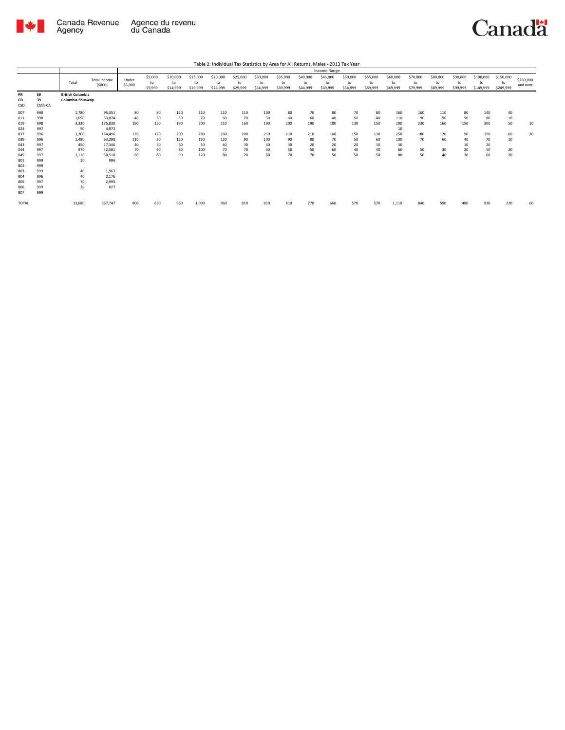Table 2: Individual Tax Statistics by Area for All Returns, Males - 2013 Tax Year

| | | Total | Total Income ($000) | Income Range | | | | | | | | | | | | | | | | | | |
|---|---|---|---|---|---|---|---|---|---|---|---|---|---|---|---|---|---|---|---|---|---|---|
| | | | | Under $5,000 | $5,000 to $9,999 | $10,000 to $14,999 | $15,000 to $19,999 | $20,000 to $24,999 | $25,000 to $29,999 | $30,000 to $34,999 | $35,000 to $39,999 | $40,000 to $44,999 | $45,000 to $49,999 | $50,000 to $54,999 | $55,000 to $59,999 | $60,000 to $69,999 | $70,000 to $79,999 | $80,000 to $89,999 | $90,000 to $99,999 | $100,000 to $149,999 | $150,000 to $249,999 | $250,000 and over |
| PR | 59 | British Columbia | | | | | | | | | | | | | | | | | | | | |
| CD | 39 | Columbia-Shuswap | | | | | | | | | | | | | | | | | | | | |
| CSD | CMA-CA | | | | | | | | | | | | | | | | | | | | | |
| 007 | 998 | 1,780 | 95,351 | 80 | 80 | 120 | 110 | 110 | 110 | 100 | 80 | 70 | 80 | 70 | 80 | 160 | 160 | 110 | 80 | 140 | 40 | |
| 011 | 998 | 1,050 | 53,874 | 40 | 50 | 80 | 70 | 60 | 70 | 50 | 60 | 60 | 40 | 50 | 40 | 110 | 90 | 50 | 50 | 80 | 10 | |
| 019 | 998 | 3,330 | 175,830 | 190 | 150 | 190 | 200 | 210 | 160 | 190 | 200 | 190 | 180 | 130 | 150 | 280 | 230 | 160 | 150 | 300 | 50 | 10 |
| 023 | 997 | 90 | 4,972 | | | | | | | | | | | | | 10 | | | | | | |
| 037 | 996 | 3,200 | 154,496 | 170 | 120 | 200 | 280 | 260 | 200 | 210 | 210 | 210 | 160 | 150 | 130 | 250 | 180 | 120 | 90 | 190 | 60 | 20 |
| 039 | 996 | 1,480 | 63,298 | 110 | 80 | 120 | 150 | 120 | 90 | 100 | 90 | 80 | 70 | 50 | 60 | 100 | 70 | 60 | 40 | 70 | 10 | |
| 043 | 997 | 450 | 17,346 | 40 | 30 | 60 | 50 | 40 | 30 | 40 | 30 | 20 | 20 | 20 | 10 | 30 | | | 10 | 20 | | |
| 044 | 997 | 970 | 42,581 | 70 | 60 | 80 | 100 | 70 | 70 | 50 | 50 | 50 | 60 | 40 | 40 | 60 | 50 | 30 | 20 | 50 | 20 | |
| 045 | 997 | 1,110 | 50,510 | 60 | 60 | 90 | 120 | 80 | 70 | 60 | 70 | 70 | 50 | 50 | 50 | 80 | 50 | 40 | 30 | 60 | 20 | |
| 801 | 999 | 20 | 996 | | | | | | | | | | | | | | | | | | | |
| 802 | 999 | | | | | | | | | | | | | | | | | | | | | |
| 803 | 999 | 40 | 1,963 | | | | | | | | | | | | | | | | | | | |
| 804 | 996 | 40 | 2,176 | | | | | | | | | | | | | | | | | | | |
| 805 | 997 | 70 | 2,995 | | | | | | | | | | | | | | | | | | | |
| 806 | 999 | 20 | 827 | | | | | | | | | | | | | | | | | | | |
| 807 | 999 | | | | | | | | | | | | | | | | | | | | | |
| TOTAL | | 13,680 | 667,747 | 800 | 630 | 960 | 1,090 | 960 | 810 | 810 | 810 | 770 | 660 | 570 | 570 | 1,110 | 840 | 590 | 480 | 930 | 220 | 60 |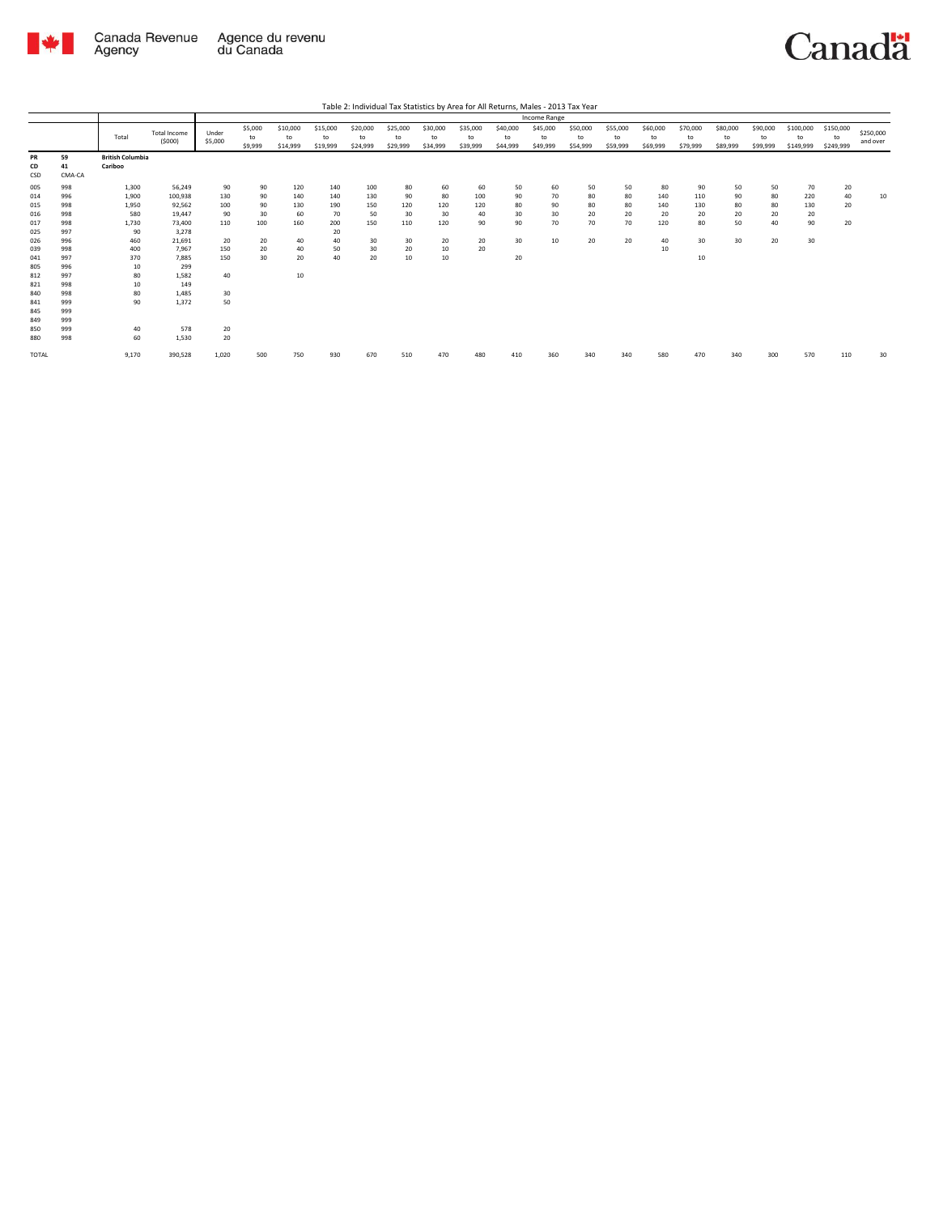Table 2: Individual Tax Statistics by Area for All Returns, Males - 2013 Tax Year

| | | Total | Total Income ($000) | Income Range | | | | | | | | | | | | | | | | | | | | |
|---|---|---|---|---|---|---|---|---|---|---|---|---|---|---|---|---|---|---|---|---|---|---|---|---|
| | | | | Under $5,000 | $5,000 to $9,999 | $10,000 to $14,999 | $15,000 to $19,999 | $20,000 to $24,999 | $25,000 to $29,999 | $30,000 to $34,999 | $35,000 to $39,999 | $40,000 to $44,999 | $45,000 to $49,999 | $50,000 to $54,999 | $55,000 to $59,999 | $60,000 to $69,999 | $70,000 to $79,999 | $80,000 to $89,999 | $90,000 to $99,999 | $100,000 to $149,999 | $150,000 to $249,999 | $250,000 and over |
| **PR** | **59** | **British Columbia** | | | | | | | | | | | | | | | | | | | | | | |
| **CD** | **41** | **Cariboo** | | | | | | | | | | | | | | | | | | | | | | |
| **CSD** | **CMA-CA** | | | | | | | | | | | | | | | | | | | | | | | |
| 005 | 998 | 1,300 | 56,249 | 90 | 90 | 120 | 140 | 100 | 80 | 60 | 60 | 50 | 60 | 50 | 50 | 80 | 90 | 50 | 50 | 70 | 20 | |
| 014 | 996 | 1,900 | 100,938 | 130 | 90 | 140 | 140 | 130 | 90 | 80 | 100 | 90 | 70 | 80 | 80 | 140 | 110 | 90 | 80 | 220 | 40 | 10 |
| 015 | 998 | 1,950 | 92,562 | 100 | 90 | 130 | 190 | 150 | 120 | 120 | 120 | 80 | 90 | 80 | 80 | 140 | 130 | 80 | 80 | 130 | 20 | |
| 016 | 998 | 580 | 19,447 | 90 | 30 | 60 | 70 | 50 | 30 | 30 | 40 | 30 | 30 | 20 | 20 | 20 | 20 | 20 | 20 | 20 | | |
| 017 | 998 | 1,730 | 73,400 | 110 | 100 | 160 | 200 | 150 | 110 | 120 | 90 | 90 | 70 | 70 | 70 | 120 | 80 | 50 | 40 | 90 | 20 | |
| 025 | 997 | 90 | 3,278 | | | | 20 | | | | | | | | | | | | | | | |
| 026 | 996 | 460 | 21,691 | 20 | 20 | 40 | 40 | 30 | 30 | 20 | 20 | 30 | 10 | 20 | 20 | 40 | 30 | 30 | 20 | 30 | | |
| 039 | 998 | 400 | 7,967 | 150 | 20 | 40 | 50 | 30 | 20 | 10 | 20 | | | | | 10 | | | | | | |
| 041 | 997 | 370 | 7,885 | 150 | 30 | 20 | 40 | 20 | 10 | 10 | | 20 | | | | | 10 | | | | | |
| 805 | 996 | 10 | 299 | | | | | | | | | | | | | | | | | | | |
| 812 | 997 | 80 | 1,582 | 40 | | 10 | | | | | | | | | | | | | | | | |
| 821 | 998 | 10 | 149 | | | | | | | | | | | | | | | | | | | |
| 840 | 998 | 80 | 1,485 | 30 | | | | | | | | | | | | | | | | | | |
| 841 | 999 | 90 | 1,372 | 50 | | | | | | | | | | | | | | | | | | |
| 845 | 999 | | | | | | | | | | | | | | | | | | | | | |
| 849 | 999 | | | | | | | | | | | | | | | | | | | | | |
| 850 | 999 | 40 | 578 | 20 | | | | | | | | | | | | | | | | | | |
| 880 | 998 | 60 | 1,530 | 20 | | | | | | | | | | | | | | | | | | |
| TOTAL | | 9,170 | 390,528 | 1,020 | 500 | 750 | 930 | 670 | 510 | 470 | 480 | 410 | 360 | 340 | 340 | 580 | 470 | 340 | 300 | 570 | 110 | 30 |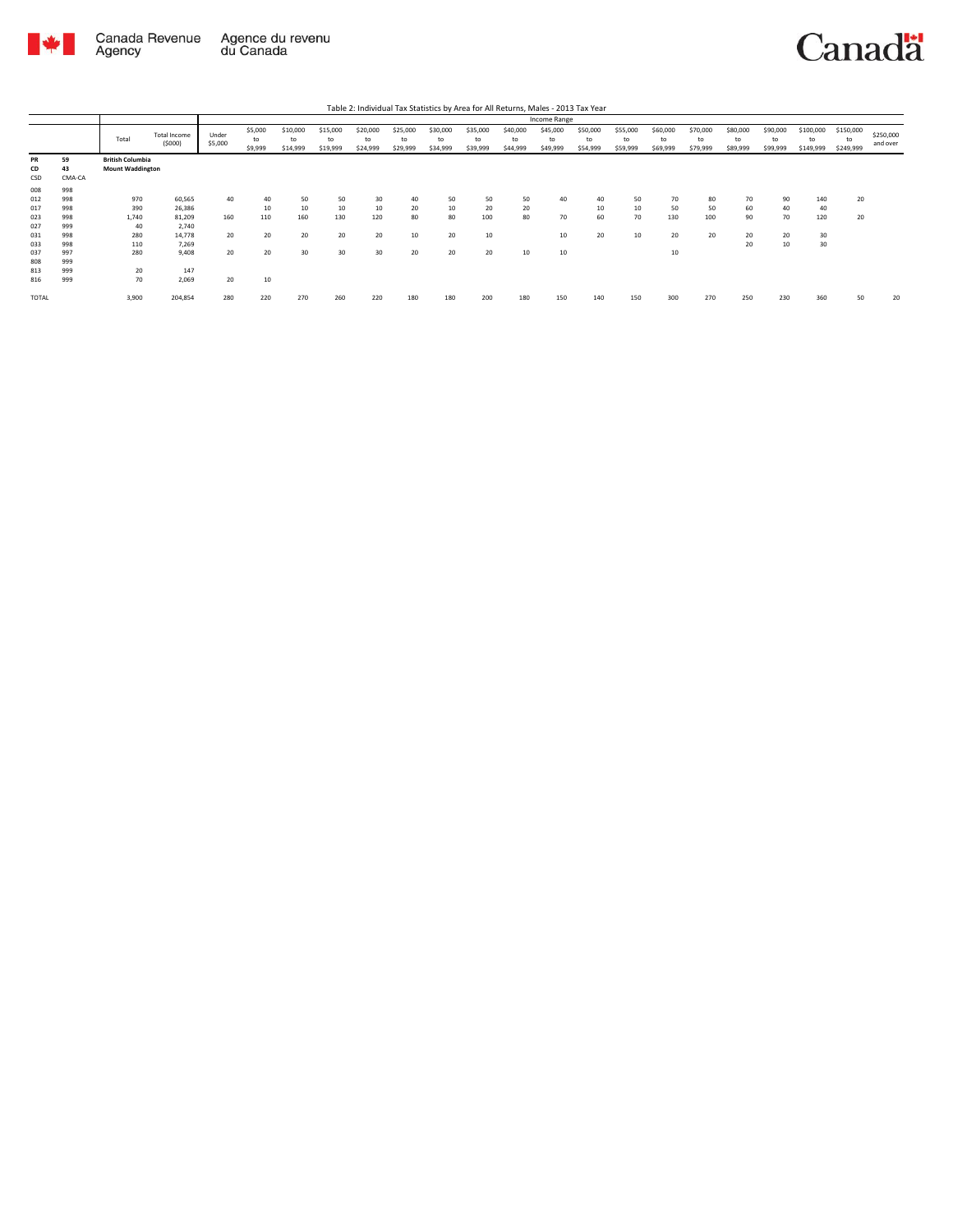Table 2: Individual Tax Statistics by Area for All Returns, Males - 2013 Tax Year

| | | Total | Total Income ($000) | Income Range | | | | | | | | | | | | | | | | | | |
|---|---|---|---|---|---|---|---|---|---|---|---|---|---|---|---|---|---|---|---|---|---|---|
| | | | | Under $5,000 | $5,000 to $9,999 | $10,000 to $14,999 | $15,000 to $19,999 | $20,000 to $24,999 | $25,000 to $29,999 | $30,000 to $34,999 | $35,000 to $39,999 | $40,000 to $44,999 | $45,000 to $49,999 | $50,000 to $54,999 | $55,000 to $59,999 | $60,000 to $69,999 | $70,000 to $79,999 | $80,000 to $89,999 | $90,000 to $99,999 | $100,000 to $149,999 | $150,000 to $249,999 | $250,000 and over |
| **PR** | **59** | **British Columbia** | | | | | | | | | | | | | | | | | | | | |
| **CD** | **43** | **Mount Waddington** | | | | | | | | | | | | | | | | | | | | |
| CSD | CMA-CA | | | | | | | | | | | | | | | | | | | | | |
| 008 | 998 | | | | | | | | | | | | | | | | | | | | | |
| 012 | 998 | 970 | 60,565 | 40 | 40 | 50 | 50 | 30 | 40 | 50 | 50 | 50 | 40 | 40 | 50 | 70 | 80 | 70 | 90 | 140 | 20 | |
| 017 | 998 | 390 | 26,386 | | 10 | 10 | 10 | 10 | 20 | 10 | 20 | 20 | | 10 | 10 | 50 | 50 | 60 | 40 | 40 | | |
| 023 | 998 | 1,740 | 81,209 | 160 | 110 | 160 | 130 | 120 | 80 | 80 | 100 | 80 | 70 | 60 | 70 | 130 | 100 | 90 | 70 | 120 | 20 | |
| 027 | 999 | 40 | 2,740 | | | | | | | | | | | | | | | | | | | |
| 031 | 998 | 280 | 14,778 | 20 | 20 | 20 | 20 | 20 | 10 | 20 | 10 | | 10 | 20 | 10 | 20 | 20 | 20 | 20 | 30 | | |
| 033 | 998 | 110 | 7,269 | | | | | | | | | | | | | | | 20 | 10 | 30 | | |
| 037 | 997 | 280 | 9,408 | 20 | 20 | 30 | 30 | 30 | 20 | 20 | 20 | 10 | 10 | | | 10 | | | | | | |
| 808 | 999 | | | | | | | | | | | | | | | | | | | | | |
| 813 | 999 | 20 | 147 | | | | | | | | | | | | | | | | | | | |
| 816 | 999 | 70 | 2,069 | 20 | 10 | | | | | | | | | | | | | | | | | |
| TOTAL | | 3,900 | 204,854 | 280 | 220 | 270 | 260 | 220 | 180 | 180 | 200 | 180 | 150 | 140 | 150 | 300 | 270 | 250 | 230 | 360 | 50 | 20 |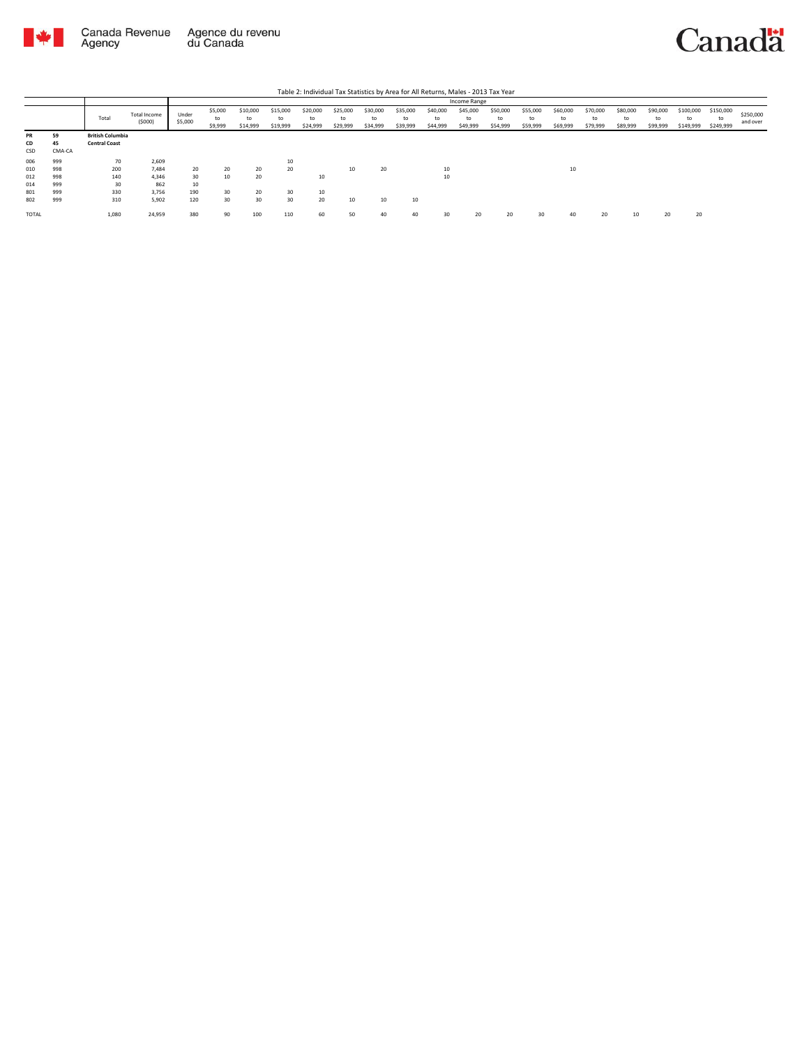Table 2: Individual Tax Statistics by Area for All Returns, Males - 2013 Tax Year

| PR | 59 | British Columbia | | Income Range | | | | | | | | | | | | | | | | | | |
|---|---|---|---|---|---|---|---|---|---|---|---|---|---|---|---|---|---|---|---|---|---|---|
| CD | 45 | Central Coast | | | | | | | | | | | | | | | | | | | | |
| CSD | CMA-CA | Total | Total Income ($000) | Under $5,000 | $5,000 to $9,999 | $10,000 to $14,999 | $15,000 to $19,999 | $20,000 to $24,999 | $25,000 to $29,999 | $30,000 to $34,999 | $35,000 to $39,999 | $40,000 to $44,999 | $45,000 to $49,999 | $50,000 to $54,999 | $55,000 to $59,999 | $60,000 to $69,999 | $70,000 to $79,999 | $80,000 to $89,999 | $90,000 to $99,999 | $100,000 to $149,999 | $150,000 to $249,999 | $250,000 and over |
| 006 | 999 | 70 | 2,609 | | | | 10 | | | | | | | | | | | | | | | |
| 010 | 998 | 200 | 7,484 | 20 | 20 | 20 | 20 | | 10 | 20 | | 10 | | | | 10 | | | | | | |
| 012 | 998 | 140 | 4,346 | 30 | 10 | 20 | | 10 | | | | 10 | | | | | | | | | | |
| 014 | 999 | 30 | 862 | 10 | | | | | | | | | | | | | | | | | | |
| 801 | 999 | 330 | 3,756 | 190 | 30 | 20 | 30 | 10 | | | | | | | | | | | | | | |
| 802 | 999 | 310 | 5,902 | 120 | 30 | 30 | 30 | 20 | 10 | 10 | 10 | | | | | | | | | | | |
| TOTAL | | 1,080 | 24,959 | 380 | 90 | 100 | 110 | 60 | 50 | 40 | 40 | 30 | 20 | 20 | 30 | 40 | 20 | 10 | 20 | 20 | | |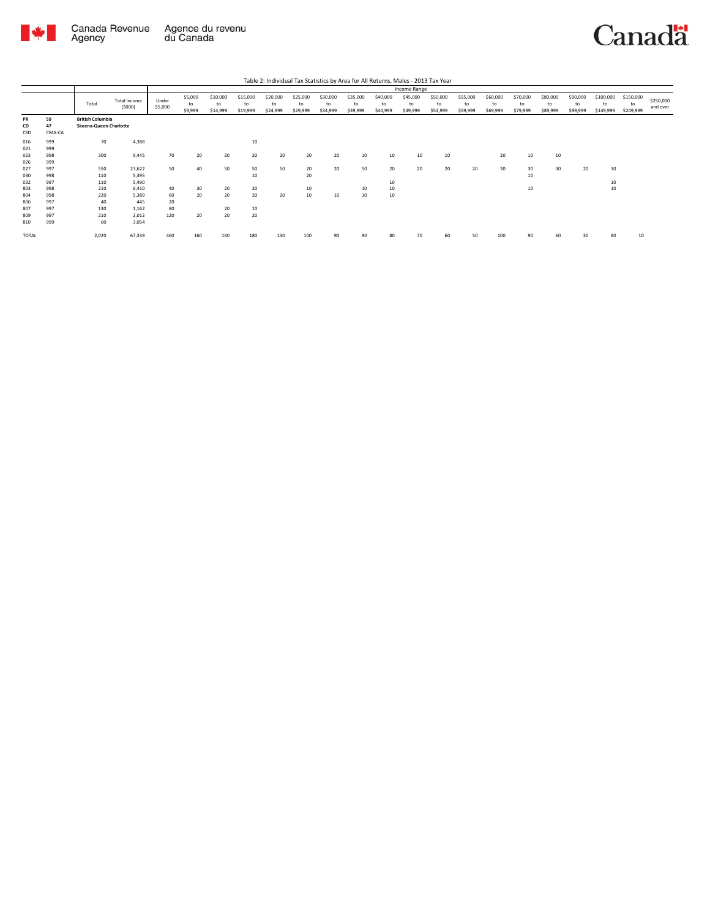Table 2: Individual Tax Statistics by Area for All Returns, Males - 2013 Tax Year

| | | Total | Total Income ($000) | Income Range | | | | | | | | | | | | | | | | | | |
|---|---|---|---|---|---|---|---|---|---|---|---|---|---|---|---|---|---|---|---|---|---|---|
| | | | | Under $5,000 | $5,000 to $9,999 | $10,000 to $14,999 | $15,000 to $19,999 | $20,000 to $24,999 | $25,000 to $29,999 | $30,000 to $34,999 | $35,000 to $39,999 | $40,000 to $44,999 | $45,000 to $49,999 | $50,000 to $54,999 | $55,000 to $59,999 | $60,000 to $69,999 | $70,000 to $79,999 | $80,000 to $89,999 | $90,000 to $99,999 | $100,000 to $149,999 | $150,000 to $249,999 | $250,000 and over |
| **PR** | **59** | **British Columbia** | | | | | | | | | | | | | | | | | | | | |
| **CD** | **47** | **Skeena-Queen Charlotte** | | | | | | | | | | | | | | | | | | | | |
| CSD | CMA-CA | | | | | | | | | | | | | | | | | | | | | |
| 016 | 999 | 70 | 4,388 | | | | 10 | | | | | | | | | | | | | | | |
| 021 | 999 | | | | | | | | | | | | | | | | | | | | | |
| 023 | 998 | 300 | 9,445 | 70 | 20 | 20 | 20 | 20 | 20 | 20 | 10 | 10 | 10 | 10 | | 20 | 10 | 10 | | | | |
| 026 | 999 | | | | | | | | | | | | | | | | | | | | | |
| 027 | 997 | 550 | 23,622 | 50 | 40 | 50 | 50 | 50 | 20 | 20 | 50 | 20 | 20 | 20 | 20 | 30 | 30 | 30 | 20 | 30 | | |
| 030 | 998 | 110 | 5,395 | | | | 10 | | 20 | | | | | | | | 10 | | | | | |
| 032 | 997 | 110 | 5,490 | | | | | | | | | 10 | | | | | | | | 10 | | |
| 803 | 998 | 210 | 6,410 | 40 | 30 | 20 | 20 | | 10 | | 10 | 10 | | | | | 10 | | | 10 | | |
| 804 | 998 | 220 | 5,389 | 60 | 20 | 20 | 20 | 20 | 10 | 10 | 10 | 10 | | | | | | | | | | |
| 806 | 997 | 40 | 445 | 20 | | | | | | | | | | | | | | | | | | |
| 807 | 997 | 130 | 1,162 | 80 | | 20 | 10 | | | | | | | | | | | | | | | |
| 809 | 997 | 210 | 2,012 | 120 | 20 | 20 | 20 | | | | | | | | | | | | | | | |
| 810 | 999 | 60 | 3,054 | | | | | | | | | | | | | | | | | | | |
| TOTAL | | 2,020 | 67,339 | 460 | 160 | 160 | 180 | 130 | 100 | 90 | 90 | 80 | 70 | 60 | 50 | 100 | 90 | 60 | 30 | 80 | 10 | |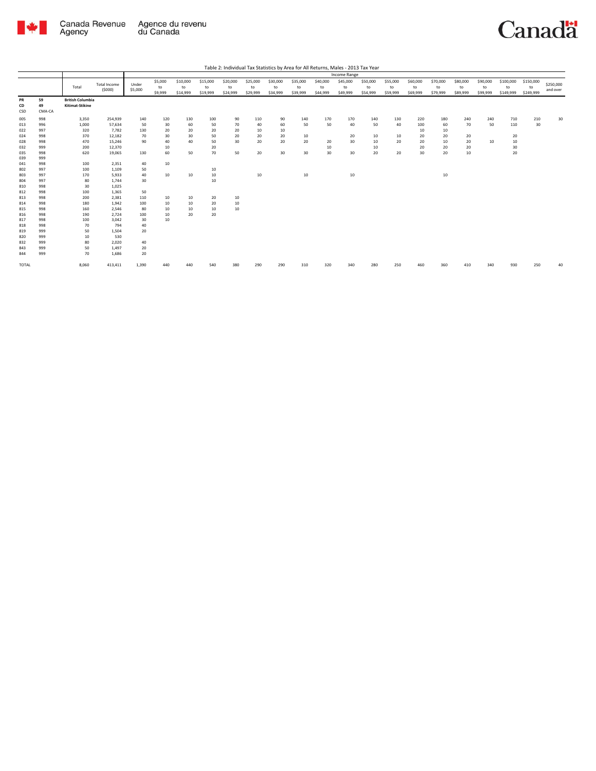Table 2: Individual Tax Statistics by Area for All Returns, Males - 2013 Tax Year

| | | Total | Total Income (\$000) | Income Range | | | | | | | | | | | | | | | | | | |
|---|---|---|---|---|---|---|---|---|---|---|---|---|---|---|---|---|---|---|---|---|---|---|
| | | | | Under \$5,000 | \$5,000 to \$9,999 | \$10,000 to \$14,999 | \$15,000 to \$19,999 | \$20,000 to \$24,999 | \$25,000 to \$29,999 | \$30,000 to \$34,999 | \$35,000 to \$39,999 | \$40,000 to \$44,999 | \$45,000 to \$49,999 | \$50,000 to \$54,999 | \$55,000 to \$59,999 | \$60,000 to \$69,999 | \$70,000 to \$79,999 | \$80,000 to \$89,999 | \$90,000 to \$99,999 | \$100,000 to \$149,999 | \$150,000 to \$249,999 | \$250,000 and over |
| PR | 59 | British Columbia | | | | | | | | | | | | | | | | | | | | |
| CD | 49 | Kitimat-Stikine | | | | | | | | | | | | | | | | | | | | |
| CSD | CMA-CA | | | | | | | | | | | | | | | | | | | | | |
| 005 | 998 | 3,350 | 254,939 | 140 | 120 | 130 | 100 | 90 | 110 | 90 | 140 | 170 | 170 | 140 | 130 | 220 | 180 | 240 | 240 | 710 | 210 | 30 |
| 013 | 996 | 1,000 | 57,634 | 50 | 30 | 60 | 50 | 70 | 40 | 60 | 50 | 50 | 40 | 50 | 40 | 100 | 60 | 70 | 50 | 110 | 30 | |
| 022 | 997 | 320 | 7,782 | 130 | 20 | 20 | 20 | 20 | 10 | 10 | | | | | | 10 | 10 | | | | | |
| 024 | 998 | 370 | 12,182 | 70 | 30 | 30 | 50 | 20 | 20 | 20 | 10 | | 20 | 10 | 10 | 20 | 20 | 20 | | 20 | | |
| 028 | 998 | 470 | 15,246 | 90 | 40 | 40 | 50 | 30 | 20 | 20 | 20 | 20 | 30 | 10 | 20 | 20 | 10 | 20 | 10 | 10 | | |
| 032 | 999 | 200 | 12,370 | | 10 | | 20 | | | | | 10 | | 10 | | 20 | 20 | 20 | | 30 | | |
| 035 | 998 | 620 | 19,065 | 130 | 60 | 50 | 70 | 50 | 20 | 30 | 30 | 30 | 30 | 20 | 20 | 30 | 20 | 10 | | 20 | | |
| 039 | 999 | | | | | | | | | | | | | | | | | | | | | |
| 041 | 998 | 100 | 2,351 | 40 | 10 | | | | | | | | | | | | | | | | | |
| 802 | 997 | 100 | 1,109 | 50 | | | 10 | | | | | | | | | | | | | | | |
| 803 | 997 | 170 | 5,933 | 40 | 10 | 10 | 10 | | 10 | | 10 | | 10 | | | | 10 | | | | | |
| 804 | 997 | 80 | 1,744 | 30 | | | 10 | | | | | | | | | | | | | | | |
| 810 | 998 | 30 | 1,025 | | | | | | | | | | | | | | | | | | | |
| 812 | 998 | 100 | 1,365 | 50 | | | | | | | | | | | | | | | | | | |
| 813 | 998 | 200 | 2,381 | 110 | 10 | 10 | 20 | 10 | | | | | | | | | | | | | | |
| 814 | 998 | 180 | 1,942 | 100 | 10 | 10 | 20 | 10 | | | | | | | | | | | | | | |
| 815 | 998 | 160 | 2,546 | 80 | 10 | 10 | 10 | 10 | | | | | | | | | | | | | | |
| 816 | 998 | 190 | 2,724 | 100 | 10 | 20 | 20 | | | | | | | | | | | | | | | |
| 817 | 998 | 100 | 3,042 | 30 | 10 | | | | | | | | | | | | | | | | | |
| 818 | 998 | 70 | 794 | 40 | | | | | | | | | | | | | | | | | | |
| 819 | 999 | 50 | 1,504 | 20 | | | | | | | | | | | | | | | | | | |
| 820 | 999 | 10 | 530 | | | | | | | | | | | | | | | | | | | |
| 832 | 999 | 80 | 2,020 | 40 | | | | | | | | | | | | | | | | | | |
| 843 | 999 | 50 | 1,497 | 20 | | | | | | | | | | | | | | | | | | |
| 844 | 999 | 70 | 1,686 | 20 | | | | | | | | | | | | | | | | | | |
| TOTAL | | 8,060 | 413,411 | 1,390 | 440 | 440 | 540 | 380 | 290 | 290 | 310 | 320 | 340 | 280 | 250 | 460 | 360 | 410 | 340 | 930 | 250 | 40 |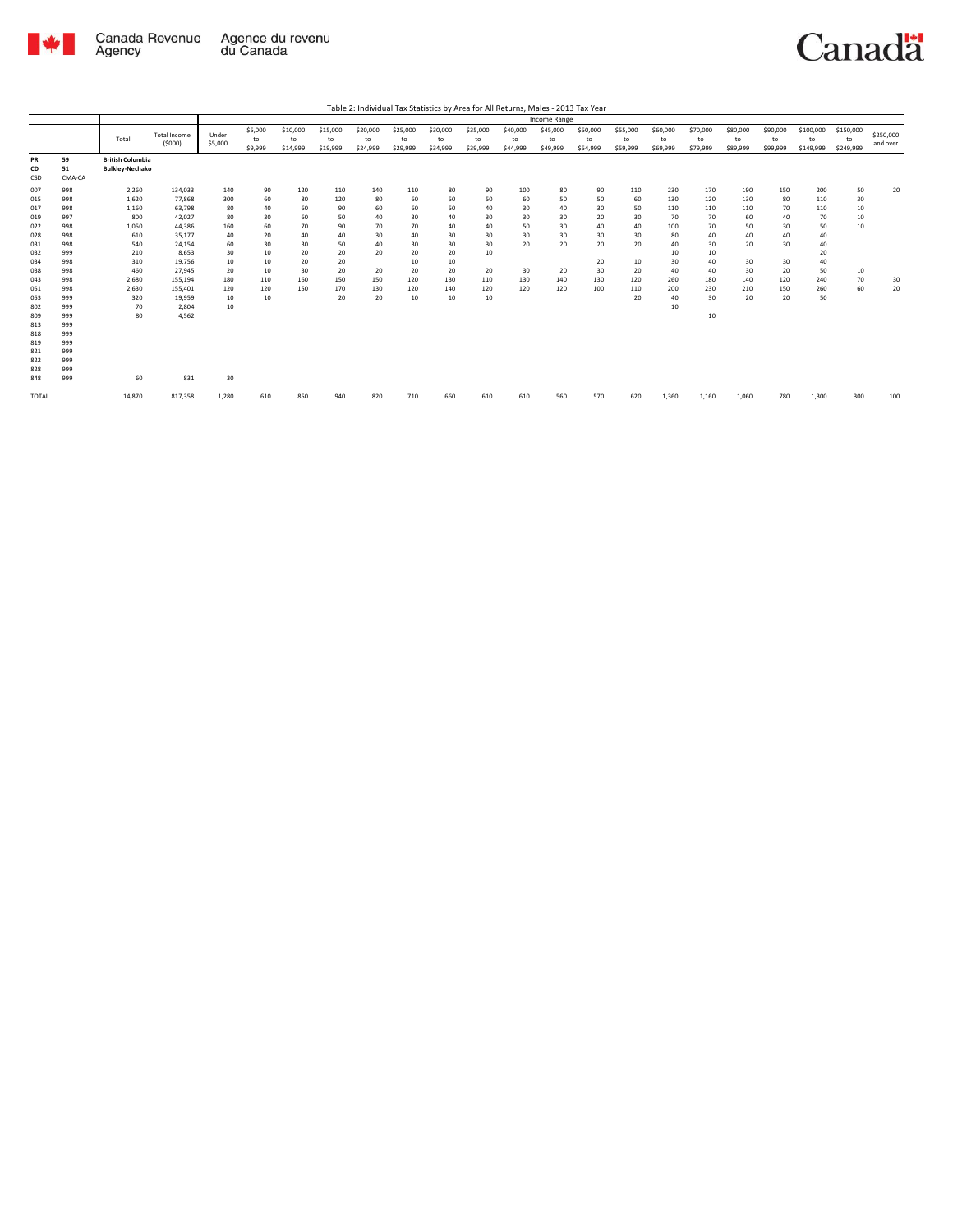Table 2: Individual Tax Statistics by Area for All Returns, Males - 2013 Tax Year

| | | Total | Total Income ($000) | Income Range | | | | | | | | | | | | | | | | | | |
|---|---|---|---|---|---|---|---|---|---|---|---|---|---|---|---|---|---|---|---|---|---|---|
| | | | | Under $5,000 | $5,000 to $9,999 | $10,000 to $14,999 | $15,000 to $19,999 | $20,000 to $24,999 | $25,000 to $29,999 | $30,000 to $34,999 | $35,000 to $39,999 | $40,000 to $44,999 | $45,000 to $49,999 | $50,000 to $54,999 | $55,000 to $59,999 | $60,000 to $69,999 | $70,000 to $79,999 | $80,000 to $89,999 | $90,000 to $99,999 | $100,000 to $149,999 | $150,000 to $249,999 | $250,000 and over |
| PR | 59 | **British Columbia** | | | | | | | | | | | | | | | | | | | | |
| CD | 51 | **Bulkley-Nechako** | | | | | | | | | | | | | | | | | | | | |
| CSD | CMA-CA | | | | | | | | | | | | | | | | | | | | | |
| 007 | 998 | 2,260 | 134,033 | 140 | 90 | 120 | 110 | 140 | 110 | 80 | 90 | 100 | 80 | 90 | 110 | 230 | 170 | 190 | 150 | 200 | 50 | 20 |
| 015 | 998 | 1,620 | 77,868 | 300 | 60 | 80 | 120 | 80 | 60 | 50 | 50 | 60 | 50 | 50 | 60 | 130 | 120 | 130 | 80 | 110 | 30 | |
| 017 | 998 | 1,160 | 63,798 | 80 | 40 | 60 | 90 | 60 | 60 | 50 | 40 | 30 | 40 | 30 | 50 | 110 | 110 | 110 | 70 | 110 | 10 | |
| 019 | 997 | 800 | 42,027 | 80 | 30 | 60 | 50 | 40 | 30 | 40 | 30 | 30 | 30 | 20 | 30 | 70 | 70 | 60 | 40 | 70 | 10 | |
| 022 | 998 | 1,050 | 44,386 | 160 | 60 | 70 | 90 | 70 | 70 | 40 | 40 | 50 | 30 | 40 | 40 | 100 | 70 | 50 | 30 | 50 | 10 | |
| 028 | 998 | 610 | 35,177 | 40 | 20 | 40 | 40 | 30 | 40 | 30 | 30 | 30 | 30 | 30 | 30 | 80 | 40 | 40 | 40 | 40 | | |
| 031 | 998 | 540 | 24,154 | 60 | 30 | 30 | 50 | 40 | 30 | 30 | 30 | 20 | 20 | 20 | 20 | 40 | 30 | 20 | 30 | 40 | | |
| 032 | 999 | 210 | 8,653 | 30 | 10 | 20 | 20 | 20 | 20 | 20 | 10 | | | | | 10 | 10 | | | 20 | | |
| 034 | 998 | 310 | 19,756 | 10 | 10 | 20 | 20 | | 10 | 10 | | | | 20 | 10 | 30 | 40 | 30 | 30 | 40 | | |
| 038 | 998 | 460 | 27,945 | 20 | 10 | 30 | 20 | 20 | 20 | 20 | 20 | 30 | 20 | 30 | 20 | 40 | 40 | 30 | 20 | 50 | 10 | |
| 043 | 998 | 2,680 | 155,194 | 180 | 110 | 160 | 150 | 150 | 120 | 130 | 110 | 130 | 140 | 130 | 120 | 260 | 180 | 140 | 120 | 240 | 70 | 30 |
| 051 | 998 | 2,630 | 155,401 | 120 | 120 | 150 | 170 | 130 | 120 | 140 | 120 | 120 | 120 | 100 | 110 | 200 | 230 | 210 | 150 | 260 | 60 | 20 |
| 053 | 999 | 320 | 19,959 | 10 | 10 | | 20 | 20 | 10 | 10 | 10 | | | | 20 | 40 | 30 | 20 | 20 | 50 | | |
| 802 | 999 | 70 | 2,804 | 10 | | | | | | | | | | | | 10 | | | | | | |
| 809 | 999 | 80 | 4,562 | | | | | | | | | | | | | | 10 | | | | | |
| 813 | 999 | | | | | | | | | | | | | | | | | | | | | |
| 818 | 999 | | | | | | | | | | | | | | | | | | | | | |
| 819 | 999 | | | | | | | | | | | | | | | | | | | | | |
| 821 | 999 | | | | | | | | | | | | | | | | | | | | | |
| 822 | 999 | | | | | | | | | | | | | | | | | | | | | |
| 828 | 999 | | | | | | | | | | | | | | | | | | | | | |
| 848 | 999 | 60 | 831 | 30 | | | | | | | | | | | | | | | | | | |
| TOTAL | | 14,870 | 817,358 | 1,280 | 610 | 850 | 940 | 820 | 710 | 660 | 610 | 610 | 560 | 570 | 620 | 1,360 | 1,160 | 1,060 | 780 | 1,300 | 300 | 100 |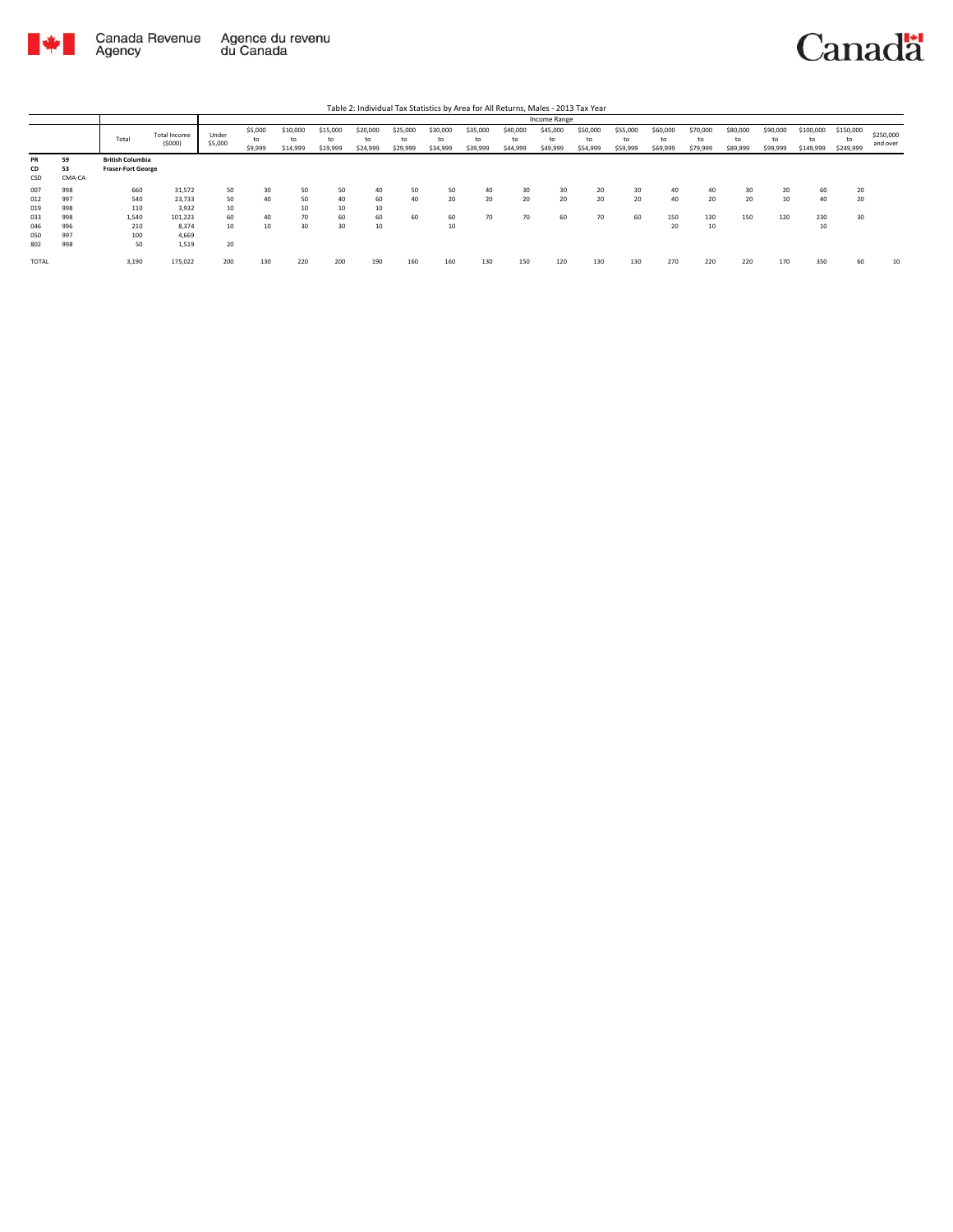Table 2: Individual Tax Statistics by Area for All Returns, Males - 2013 Tax Year

| | | Total | Total Income ($000) | Income Range | | | | | | | | | | | | | | | | | | |
|---|---|---|---|---|---|---|---|---|---|---|---|---|---|---|---|---|---|---|---|---|---|---|
| | | | | Under $5,000 | $5,000 to $9,999 | $10,000 to $14,999 | $15,000 to $19,999 | $20,000 to $24,999 | $25,000 to $29,999 | $30,000 to $34,999 | $35,000 to $39,999 | $40,000 to $44,999 | $45,000 to $49,999 | $50,000 to $54,999 | $55,000 to $59,999 | $60,000 to $69,999 | $70,000 to $79,999 | $80,000 to $89,999 | $90,000 to $99,999 | $100,000 to $149,999 | $150,000 to $249,999 | $250,000 and over |
| **PR** | **59** | **British Columbia** | | | | | | | | | | | | | | | | | | | | |
| **CD** | **53** | **Fraser-Fort George** | | | | | | | | | | | | | | | | | | | | |
| CSD | CMA-CA | | | | | | | | | | | | | | | | | | | | | |
| 007 | 998 | 660 | 31,572 | 50 | 30 | 50 | 50 | 40 | 50 | 50 | 40 | 30 | 30 | 20 | 30 | 40 | 40 | 30 | 20 | 60 | 20 | |
| 012 | 997 | 540 | 23,733 | 50 | 40 | 50 | 40 | 60 | 40 | 20 | 20 | 20 | 20 | 20 | 20 | 40 | 20 | 20 | 10 | 40 | 20 | |
| 019 | 998 | 110 | 3,932 | 10 | | 10 | 10 | 10 | | | | | | | | | | | | | | |
| 033 | 998 | 1,540 | 101,223 | 60 | 40 | 70 | 60 | 60 | 60 | 60 | 70 | 70 | 60 | 70 | 60 | 150 | 130 | 150 | 120 | 230 | 30 | |
| 046 | 996 | 210 | 8,374 | 10 | 10 | 30 | 30 | 10 | | 10 | | | | | | 20 | 10 | | | 10 | | |
| 050 | 997 | 100 | 4,669 | | | | | | | | | | | | | | | | | | | |
| 802 | 998 | 50 | 1,519 | 20 | | | | | | | | | | | | | | | | | | |
| TOTAL | | 3,190 | 175,022 | 200 | 130 | 220 | 200 | 190 | 160 | 160 | 130 | 150 | 120 | 130 | 130 | 270 | 220 | 220 | 170 | 350 | 60 | 10 |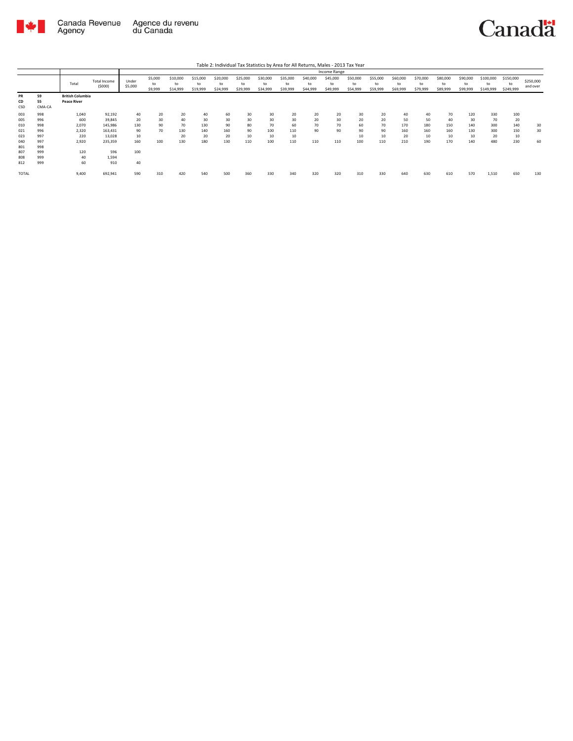Table 2: Individual Tax Statistics by Area for All Returns, Males - 2013 Tax Year

| | | Total | Total Income ($000) | Income Range | | | | | | | | | | | | | | | | | | |
|---|---|---|---|---|---|---|---|---|---|---|---|---|---|---|---|---|---|---|---|---|---|---|
| | | | | Under $5,000 | $5,000 to $9,999 | $10,000 to $14,999 | $15,000 to $19,999 | $20,000 to $24,999 | $25,000 to $29,999 | $30,000 to $34,999 | $35,000 to $39,999 | $40,000 to $44,999 | $45,000 to $49,999 | $50,000 to $54,999 | $55,000 to $59,999 | $60,000 to $69,999 | $70,000 to $79,999 | $80,000 to $89,999 | $90,000 to $99,999 | $100,000 to $149,999 | $150,000 to $249,999 | $250,000 and over |
| PR<br>CD<br>CSD | 59<br>55<br>CMA-CA | British Columbia<br>Peace River | | | | | | | | | | | | | | | | | | | | |
| 003 | 998 | 1,040 | 92,192 | 40 | 20 | 20 | 40 | 60 | 30 | 30 | 20 | 20 | 20 | 30 | 20 | 40 | 40 | 70 | 120 | 330 | 100 | |
| 005 | 996 | 600 | 39,845 | 20 | 30 | 40 | 30 | 30 | 30 | 30 | 30 | 20 | 30 | 20 | 20 | 50 | 50 | 40 | 30 | 70 | 20 | |
| 010 | 998 | 2,070 | 145,986 | 130 | 90 | 70 | 130 | 90 | 80 | 70 | 60 | 70 | 70 | 60 | 70 | 170 | 180 | 150 | 140 | 300 | 140 | 30 |
| 021 | 996 | 2,320 | 163,431 | 90 | 70 | 130 | 140 | 160 | 90 | 100 | 110 | 90 | 90 | 90 | 90 | 160 | 160 | 160 | 130 | 300 | 150 | 30 |
| 023 | 997 | 220 | 13,028 | 10 | | 20 | 20 | 20 | 10 | 10 | 10 | | | 10 | 10 | 20 | 10 | 10 | 10 | 20 | 10 | |
| 040 | 997 | 2,920 | 235,359 | 160 | 100 | 130 | 180 | 130 | 110 | 100 | 110 | 110 | 110 | 100 | 110 | 210 | 190 | 170 | 140 | 480 | 230 | 60 |
| 801 | 998 | | | | | | | | | | | | | | | | | | | | | |
| 807 | 999 | 120 | 596 | 100 | | | | | | | | | | | | | | | | | | |
| 808 | 999 | 40 | 1,594 | | | | | | | | | | | | | | | | | | | |
| 812 | 999 | 60 | 910 | 40 | | | | | | | | | | | | | | | | | | |
| TOTAL | | 9,400 | 692,941 | 590 | 310 | 420 | 540 | 500 | 360 | 330 | 340 | 320 | 320 | 310 | 330 | 640 | 630 | 610 | 570 | 1,510 | 650 | 130 |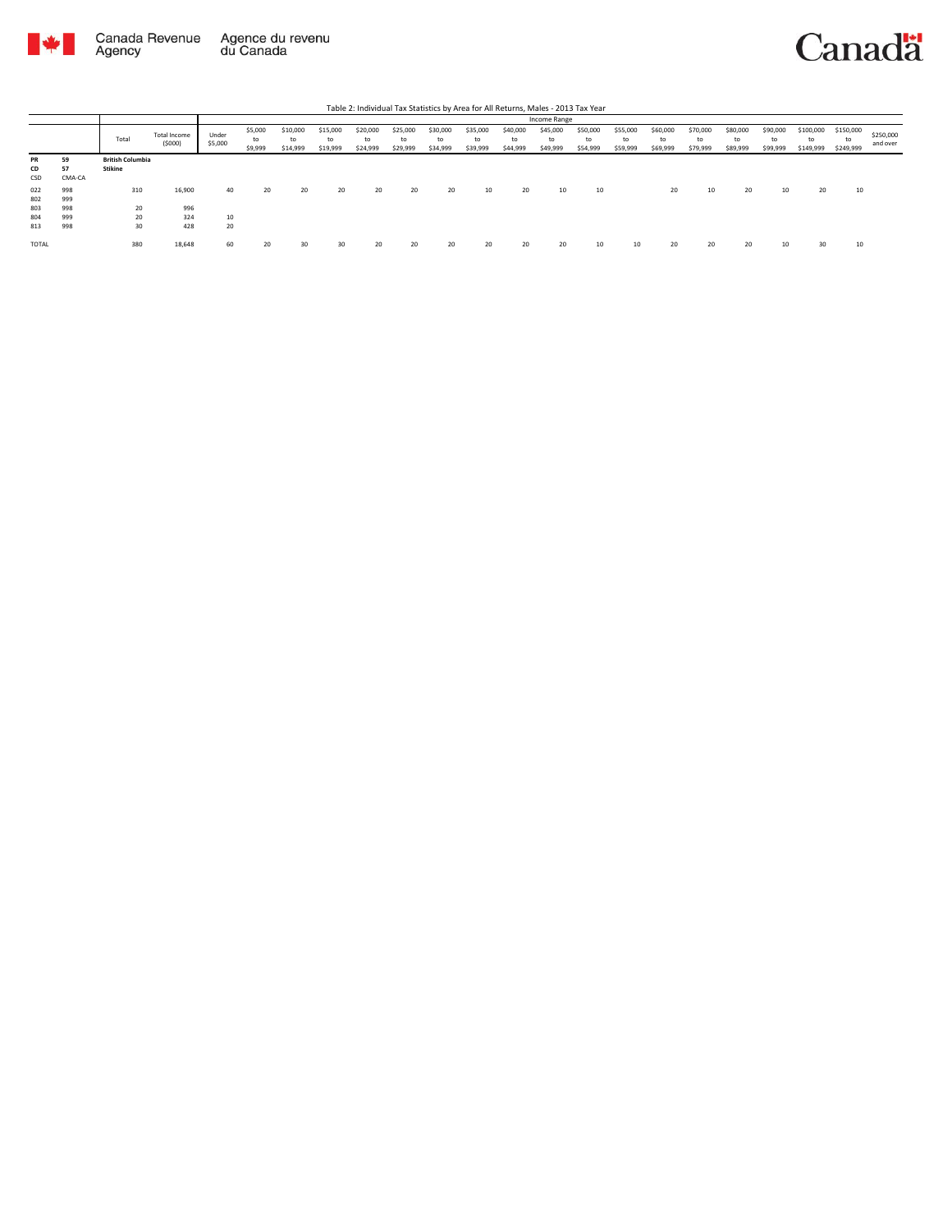Table 2: Individual Tax Statistics by Area for All Returns, Males - 2013 Tax Year

| | | Total | Total Income ($000) | Income Range | | | | | | | | | | | | | | | | | | |
|---|---|---|---|---|---|---|---|---|---|---|---|---|---|---|---|---|---|---|---|---|---|---|
| | | | | Under $5,000 | $5,000 to $9,999 | $10,000 to $14,999 | $15,000 to $19,999 | $20,000 to $24,999 | $25,000 to $29,999 | $30,000 to $34,999 | $35,000 to $39,999 | $40,000 to $44,999 | $45,000 to $49,999 | $50,000 to $54,999 | $55,000 to $59,999 | $60,000 to $69,999 | $70,000 to $79,999 | $80,000 to $89,999 | $90,000 to $99,999 | $100,000 to $149,999 | $150,000 to $249,999 | $250,000 and over |
| **PR** | **59** | **British Columbia** | | | | | | | | | | | | | | | | | | | | |
| **CD** | **57** | **Stikine** | | | | | | | | | | | | | | | | | | | | |
| CSD | CMA-CA | | | | | | | | | | | | | | | | | | | | | |
| 022 | 998 | 310 | 16,900 | 40 | 20 | 20 | 20 | 20 | 20 | 20 | 10 | 20 | 10 | 10 | | 20 | 10 | 20 | 10 | 20 | 10 | |
| 802 | 999 | | | | | | | | | | | | | | | | | | | | | |
| 803 | 998 | 20 | 996 | | | | | | | | | | | | | | | | | | | |
| 804 | 999 | 20 | 324 | 10 | | | | | | | | | | | | | | | | | | |
| 813 | 998 | 30 | 428 | 20 | | | | | | | | | | | | | | | | | | |
| TOTAL | | 380 | 18,648 | 60 | 20 | 30 | 30 | 20 | 20 | 20 | 20 | 20 | 20 | 10 | 10 | 20 | 20 | 20 | 10 | 30 | 10 | |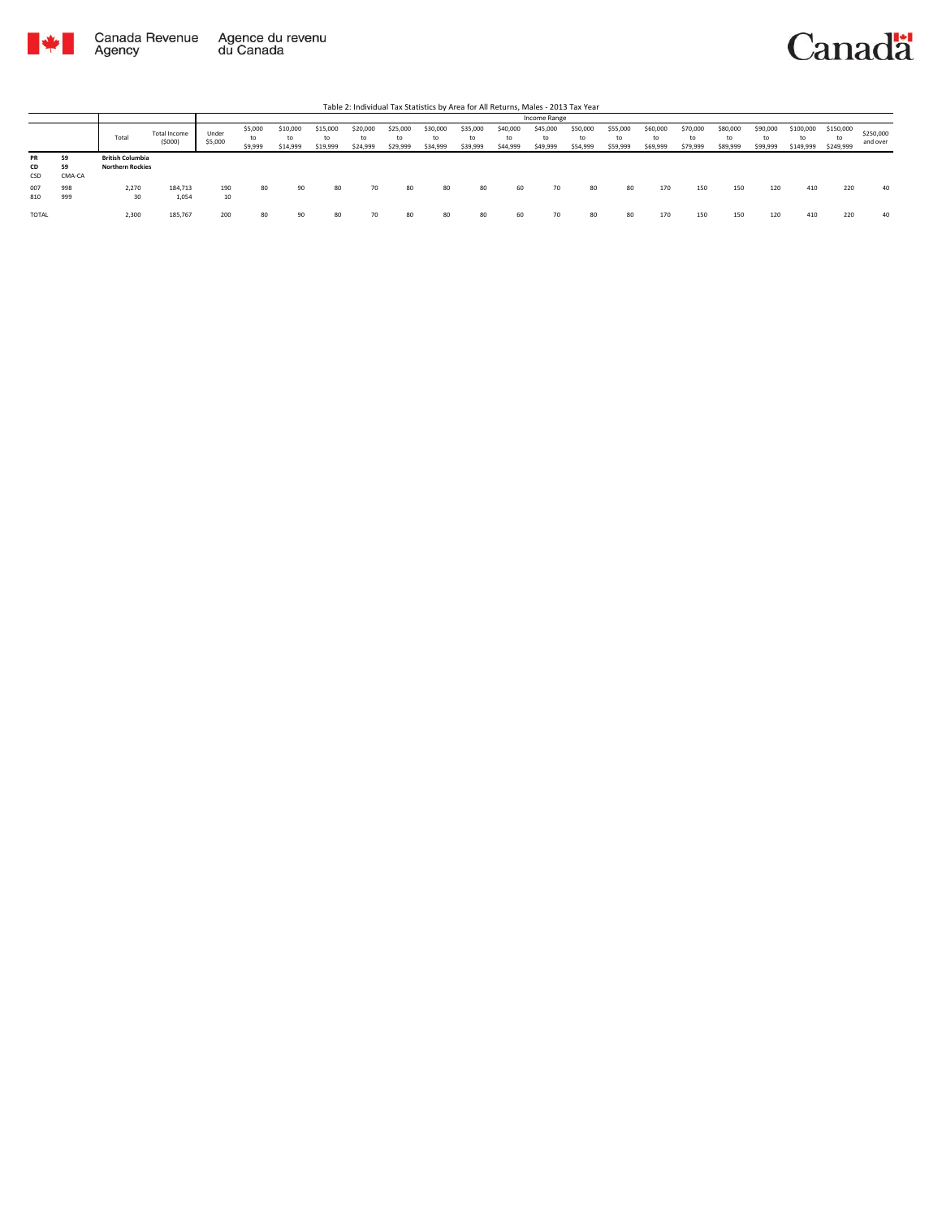Table 2: Individual Tax Statistics by Area for All Returns, Males - 2013 Tax Year

| | | Total | Total Income ($000) | Income Range | | | | | | | | | | | | | | | | | | | |
|---|---|---|---|---|---|---|---|---|---|---|---|---|---|---|---|---|---|---|---|---|---|---|---|
| | | | | Under $5,000 | $5,000 to $9,999 | $10,000 to $14,999 | $15,000 to $19,999 | $20,000 to $24,999 | $25,000 to $29,999 | $30,000 to $34,999 | $35,000 to $39,999 | $40,000 to $44,999 | $45,000 to $49,999 | $50,000 to $54,999 | $55,000 to $59,999 | $60,000 to $69,999 | $70,000 to $79,999 | $80,000 to $89,999 | $90,000 to $99,999 | $100,000 to $149,999 | $150,000 to $249,999 | $250,000 and over |
| **PR** | **59** | **British Columbia** | | | | | | | | | | | | | | | | | | | | | |
| **CD** | **59** | **Northern Rockies** | | | | | | | | | | | | | | | | | | | | | |
| CSD | CMA-CA | | | | | | | | | | | | | | | | | | | | | | |
| 007 | 998 | 2,270 | 184,713 | 190 | 80 | 90 | 80 | 70 | 80 | 80 | 80 | 60 | 70 | 80 | 80 | 170 | 150 | 150 | 120 | 410 | 220 | 40 |
| 810 | 999 | 30 | 1,054 | 10 | | | | | | | | | | | | | | | | | | |
| TOTAL | | 2,300 | 185,767 | 200 | 80 | 90 | 80 | 70 | 80 | 80 | 80 | 60 | 70 | 80 | 80 | 170 | 150 | 150 | 120 | 410 | 220 | 40 |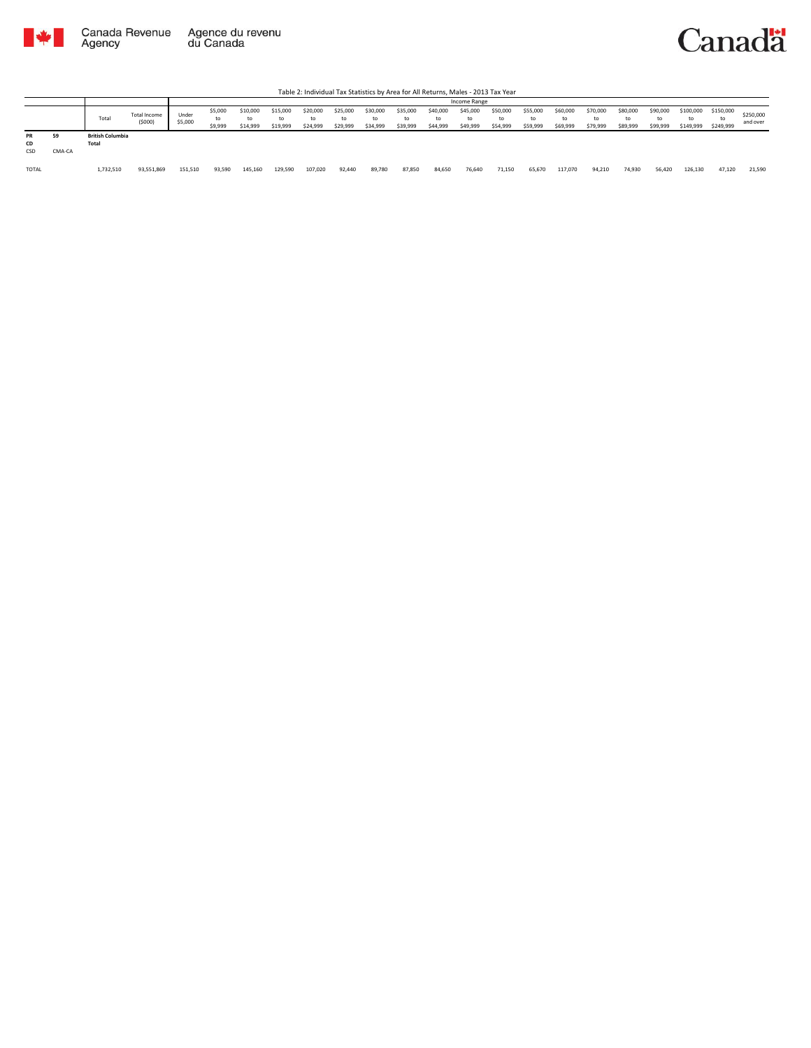Canada Revenue Agency | Agence du revenu du Canada

Table 2: Individual Tax Statistics by Area for All Returns, Males - 2013 Tax Year

| | | Total | Total Income ($000) | Income Range | | | | | | | | | | | | | | | | | | | |
|---|---|---|---|---|---|---|---|---|---|---|---|---|---|---|---|---|---|---|---|---|---|---|---|
| | | | | Under $5,000 | $5,000 to $9,999 | $10,000 to $14,999 | $15,000 to $19,999 | $20,000 to $24,999 | $25,000 to $29,999 | $30,000 to $34,999 | $35,000 to $39,999 | $40,000 to $44,999 | $45,000 to $49,999 | $50,000 to $54,999 | $55,000 to $59,999 | $60,000 to $69,999 | $70,000 to $79,999 | $80,000 to $89,999 | $90,000 to $99,999 | $100,000 to $149,999 | $150,000 to $249,999 | $250,000 and over |
| **PR** | **59** | **British Columbia** | | | | | | | | | | | | | | | | | | | | | |
| **CD** | | **Total** | | | | | | | | | | | | | | | | | | | | | |
| CSD | CMA-CA | | | | | | | | | | | | | | | | | | | | | | |
| TOTAL | | 1,732,510 | 93,551,869 | 151,510 | 93,590 | 145,160 | 129,590 | 107,020 | 92,440 | 89,780 | 87,850 | 84,650 | 76,640 | 71,150 | 65,670 | 117,070 | 94,210 | 74,930 | 56,420 | 126,130 | 47,120 | 21,590 |